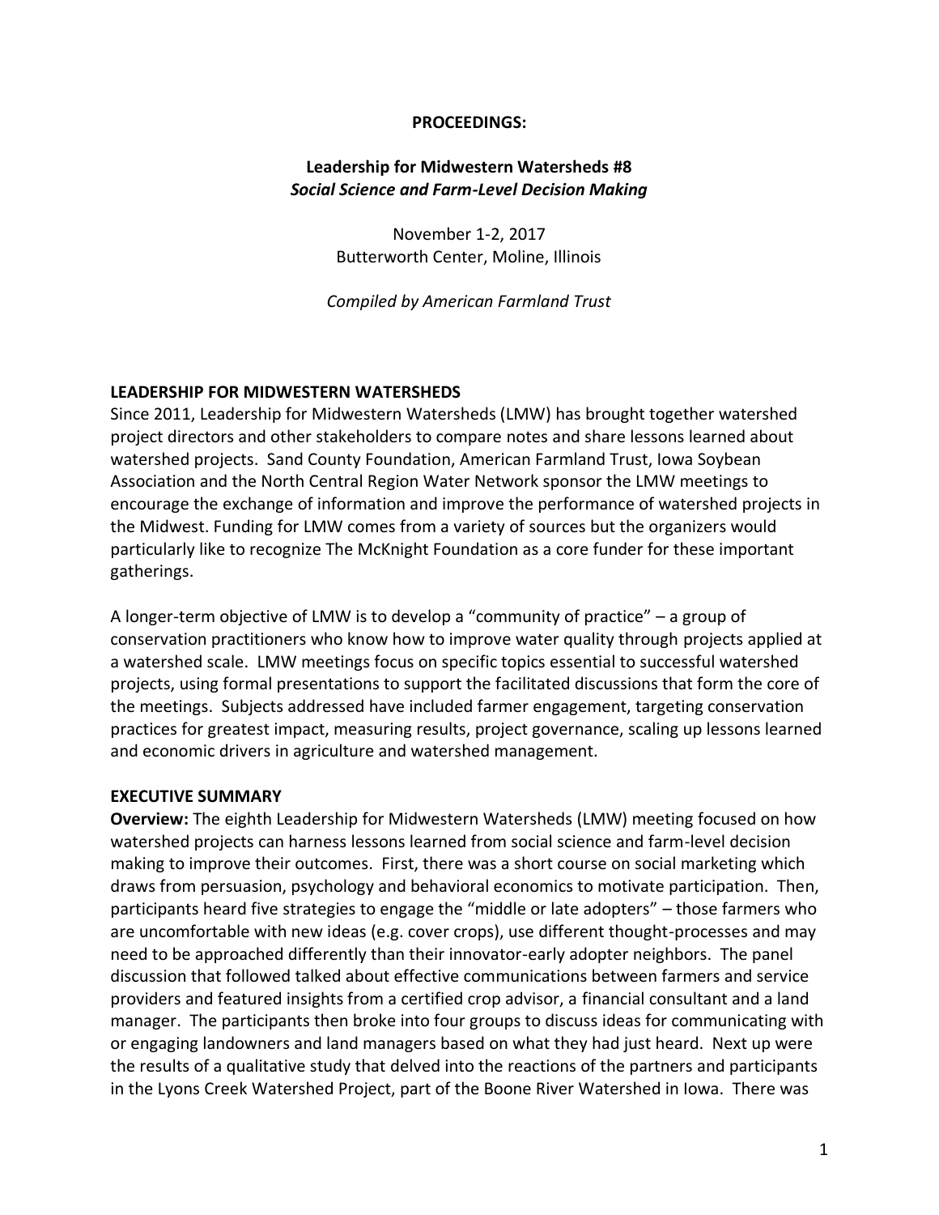**PROCEEDINGS:**

**Leadership for Midwestern Watersheds #8**
***Social Science and Farm-Level Decision Making***

November 1-2, 2017
Butterworth Center, Moline, Illinois

*Compiled by American Farmland Trust*

## LEADERSHIP FOR MIDWESTERN WATERSHEDS

Since 2011, Leadership for Midwestern Watersheds (LMW) has brought together watershed project directors and other stakeholders to compare notes and share lessons learned about watershed projects. Sand County Foundation, American Farmland Trust, Iowa Soybean Association and the North Central Region Water Network sponsor the LMW meetings to encourage the exchange of information and improve the performance of watershed projects in the Midwest. Funding for LMW comes from a variety of sources but the organizers would particularly like to recognize The McKnight Foundation as a core funder for these important gatherings.

A longer-term objective of LMW is to develop a "community of practice" – a group of conservation practitioners who know how to improve water quality through projects applied at a watershed scale. LMW meetings focus on specific topics essential to successful watershed projects, using formal presentations to support the facilitated discussions that form the core of the meetings. Subjects addressed have included farmer engagement, targeting conservation practices for greatest impact, measuring results, project governance, scaling up lessons learned and economic drivers in agriculture and watershed management.

## EXECUTIVE SUMMARY

**Overview:** The eighth Leadership for Midwestern Watersheds (LMW) meeting focused on how watershed projects can harness lessons learned from social science and farm-level decision making to improve their outcomes. First, there was a short course on social marketing which draws from persuasion, psychology and behavioral economics to motivate participation. Then, participants heard five strategies to engage the "middle or late adopters" – those farmers who are uncomfortable with new ideas (e.g. cover crops), use different thought-processes and may need to be approached differently than their innovator-early adopter neighbors. The panel discussion that followed talked about effective communications between farmers and service providers and featured insights from a certified crop advisor, a financial consultant and a land manager. The participants then broke into four groups to discuss ideas for communicating with or engaging landowners and land managers based on what they had just heard. Next up were the results of a qualitative study that delved into the reactions of the partners and participants in the Lyons Creek Watershed Project, part of the Boone River Watershed in Iowa. There was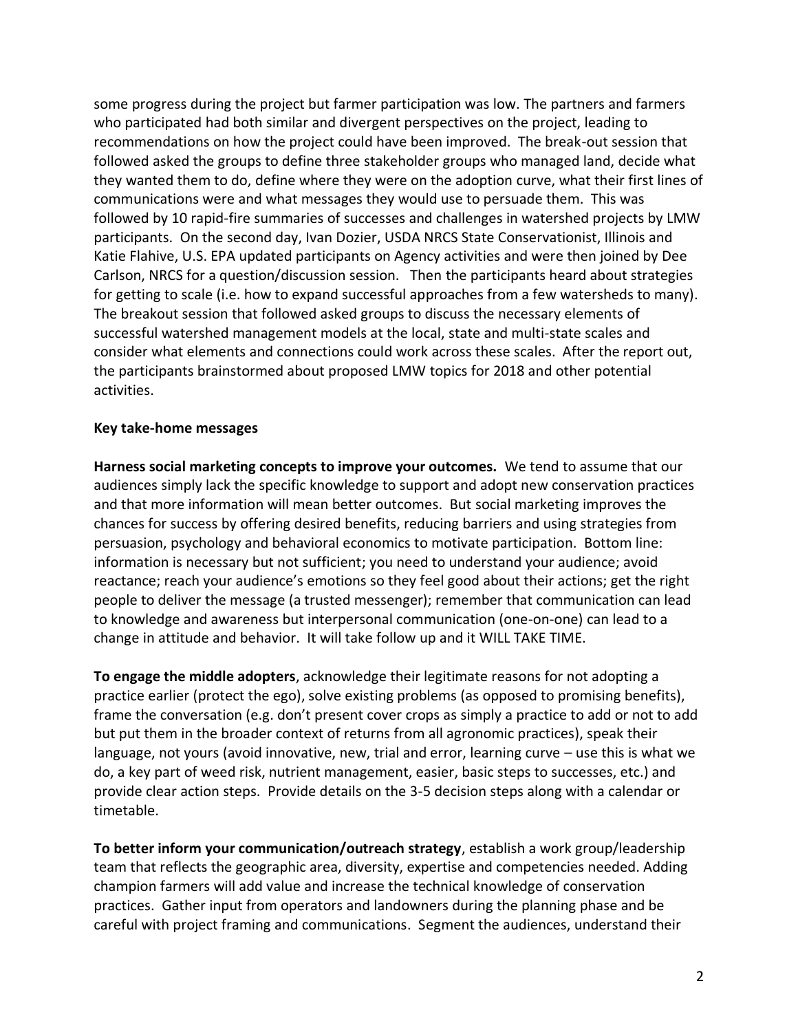some progress during the project but farmer participation was low. The partners and farmers who participated had both similar and divergent perspectives on the project, leading to recommendations on how the project could have been improved. The break-out session that followed asked the groups to define three stakeholder groups who managed land, decide what they wanted them to do, define where they were on the adoption curve, what their first lines of communications were and what messages they would use to persuade them. This was followed by 10 rapid-fire summaries of successes and challenges in watershed projects by LMW participants. On the second day, Ivan Dozier, USDA NRCS State Conservationist, Illinois and Katie Flahive, U.S. EPA updated participants on Agency activities and were then joined by Dee Carlson, NRCS for a question/discussion session. Then the participants heard about strategies for getting to scale (i.e. how to expand successful approaches from a few watersheds to many). The breakout session that followed asked groups to discuss the necessary elements of successful watershed management models at the local, state and multi-state scales and consider what elements and connections could work across these scales. After the report out, the participants brainstormed about proposed LMW topics for 2018 and other potential activities.

**Key take-home messages**

**Harness social marketing concepts to improve your outcomes.** We tend to assume that our audiences simply lack the specific knowledge to support and adopt new conservation practices and that more information will mean better outcomes. But social marketing improves the chances for success by offering desired benefits, reducing barriers and using strategies from persuasion, psychology and behavioral economics to motivate participation. Bottom line: information is necessary but not sufficient; you need to understand your audience; avoid reactance; reach your audience's emotions so they feel good about their actions; get the right people to deliver the message (a trusted messenger); remember that communication can lead to knowledge and awareness but interpersonal communication (one-on-one) can lead to a change in attitude and behavior. It will take follow up and it WILL TAKE TIME.

**To engage the middle adopters**, acknowledge their legitimate reasons for not adopting a practice earlier (protect the ego), solve existing problems (as opposed to promising benefits), frame the conversation (e.g. don't present cover crops as simply a practice to add or not to add but put them in the broader context of returns from all agronomic practices), speak their language, not yours (avoid innovative, new, trial and error, learning curve – use this is what we do, a key part of weed risk, nutrient management, easier, basic steps to successes, etc.) and provide clear action steps. Provide details on the 3-5 decision steps along with a calendar or timetable.

**To better inform your communication/outreach strategy**, establish a work group/leadership team that reflects the geographic area, diversity, expertise and competencies needed. Adding champion farmers will add value and increase the technical knowledge of conservation practices. Gather input from operators and landowners during the planning phase and be careful with project framing and communications. Segment the audiences, understand their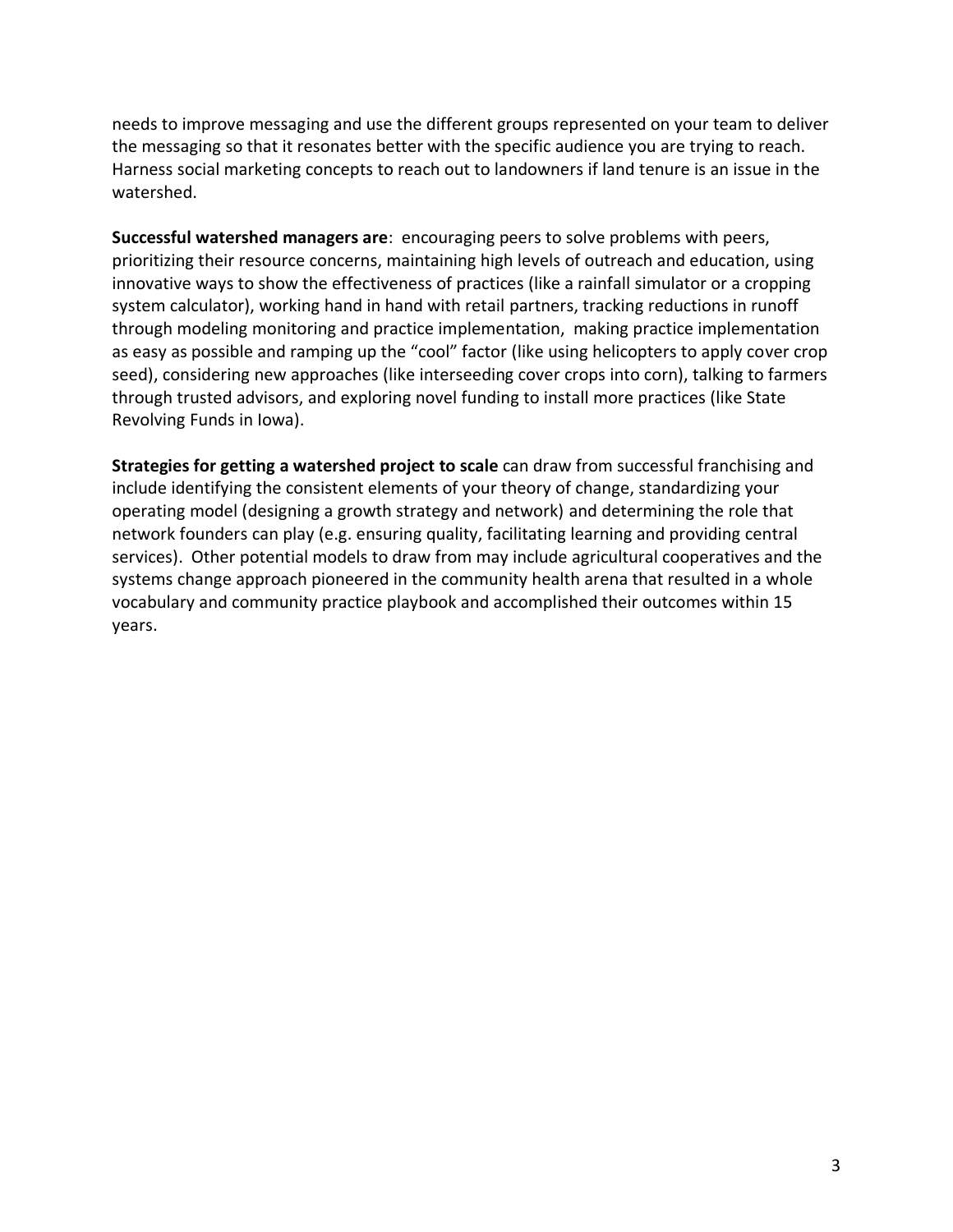needs to improve messaging and use the different groups represented on your team to deliver the messaging so that it resonates better with the specific audience you are trying to reach. Harness social marketing concepts to reach out to landowners if land tenure is an issue in the watershed.

**Successful watershed managers are**: encouraging peers to solve problems with peers, prioritizing their resource concerns, maintaining high levels of outreach and education, using innovative ways to show the effectiveness of practices (like a rainfall simulator or a cropping system calculator), working hand in hand with retail partners, tracking reductions in runoff through modeling monitoring and practice implementation, making practice implementation as easy as possible and ramping up the "cool" factor (like using helicopters to apply cover crop seed), considering new approaches (like interseeding cover crops into corn), talking to farmers through trusted advisors, and exploring novel funding to install more practices (like State Revolving Funds in Iowa).

**Strategies for getting a watershed project to scale** can draw from successful franchising and include identifying the consistent elements of your theory of change, standardizing your operating model (designing a growth strategy and network) and determining the role that network founders can play (e.g. ensuring quality, facilitating learning and providing central services). Other potential models to draw from may include agricultural cooperatives and the systems change approach pioneered in the community health arena that resulted in a whole vocabulary and community practice playbook and accomplished their outcomes within 15 years.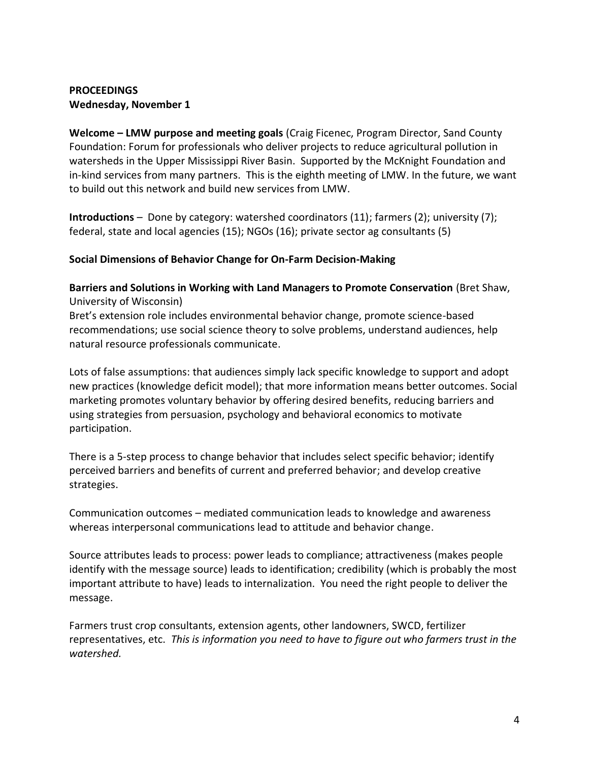**PROCEEDINGS**
**Wednesday, November 1**

**Welcome – LMW purpose and meeting goals** (Craig Ficenec, Program Director, Sand County Foundation: Forum for professionals who deliver projects to reduce agricultural pollution in watersheds in the Upper Mississippi River Basin. Supported by the McKnight Foundation and in-kind services from many partners. This is the eighth meeting of LMW. In the future, we want to build out this network and build new services from LMW.

**Introductions** – Done by category: watershed coordinators (11); farmers (2); university (7); federal, state and local agencies (15); NGOs (16); private sector ag consultants (5)

**Social Dimensions of Behavior Change for On-Farm Decision-Making**

**Barriers and Solutions in Working with Land Managers to Promote Conservation** (Bret Shaw, University of Wisconsin)
Bret's extension role includes environmental behavior change, promote science-based recommendations; use social science theory to solve problems, understand audiences, help natural resource professionals communicate.

Lots of false assumptions: that audiences simply lack specific knowledge to support and adopt new practices (knowledge deficit model); that more information means better outcomes. Social marketing promotes voluntary behavior by offering desired benefits, reducing barriers and using strategies from persuasion, psychology and behavioral economics to motivate participation.

There is a 5-step process to change behavior that includes select specific behavior; identify perceived barriers and benefits of current and preferred behavior; and develop creative strategies.

Communication outcomes – mediated communication leads to knowledge and awareness whereas interpersonal communications lead to attitude and behavior change.

Source attributes leads to process: power leads to compliance; attractiveness (makes people identify with the message source) leads to identification; credibility (which is probably the most important attribute to have) leads to internalization. You need the right people to deliver the message.

Farmers trust crop consultants, extension agents, other landowners, SWCD, fertilizer representatives, etc. *This is information you need to have to figure out who farmers trust in the watershed.*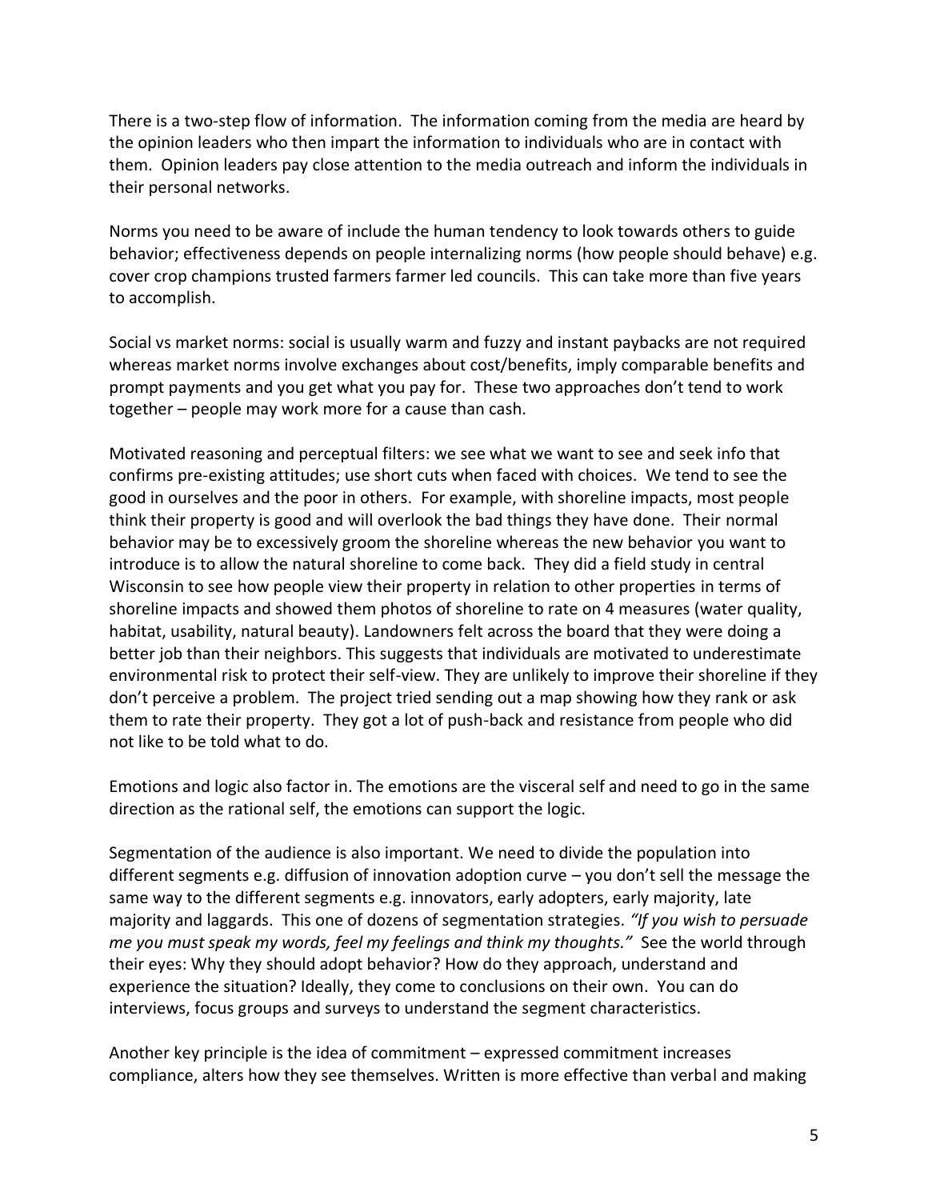There is a two-step flow of information. The information coming from the media are heard by the opinion leaders who then impart the information to individuals who are in contact with them. Opinion leaders pay close attention to the media outreach and inform the individuals in their personal networks.

Norms you need to be aware of include the human tendency to look towards others to guide behavior; effectiveness depends on people internalizing norms (how people should behave) e.g. cover crop champions trusted farmers farmer led councils. This can take more than five years to accomplish.

Social vs market norms: social is usually warm and fuzzy and instant paybacks are not required whereas market norms involve exchanges about cost/benefits, imply comparable benefits and prompt payments and you get what you pay for. These two approaches don't tend to work together – people may work more for a cause than cash.

Motivated reasoning and perceptual filters: we see what we want to see and seek info that confirms pre-existing attitudes; use short cuts when faced with choices. We tend to see the good in ourselves and the poor in others. For example, with shoreline impacts, most people think their property is good and will overlook the bad things they have done. Their normal behavior may be to excessively groom the shoreline whereas the new behavior you want to introduce is to allow the natural shoreline to come back. They did a field study in central Wisconsin to see how people view their property in relation to other properties in terms of shoreline impacts and showed them photos of shoreline to rate on 4 measures (water quality, habitat, usability, natural beauty). Landowners felt across the board that they were doing a better job than their neighbors. This suggests that individuals are motivated to underestimate environmental risk to protect their self-view. They are unlikely to improve their shoreline if they don't perceive a problem. The project tried sending out a map showing how they rank or ask them to rate their property. They got a lot of push-back and resistance from people who did not like to be told what to do.

Emotions and logic also factor in. The emotions are the visceral self and need to go in the same direction as the rational self, the emotions can support the logic.

Segmentation of the audience is also important. We need to divide the population into different segments e.g. diffusion of innovation adoption curve – you don't sell the message the same way to the different segments e.g. innovators, early adopters, early majority, late majority and laggards. This one of dozens of segmentation strategies. *"If you wish to persuade me you must speak my words, feel my feelings and think my thoughts."* See the world through their eyes: Why they should adopt behavior? How do they approach, understand and experience the situation? Ideally, they come to conclusions on their own. You can do interviews, focus groups and surveys to understand the segment characteristics.

Another key principle is the idea of commitment – expressed commitment increases compliance, alters how they see themselves. Written is more effective than verbal and making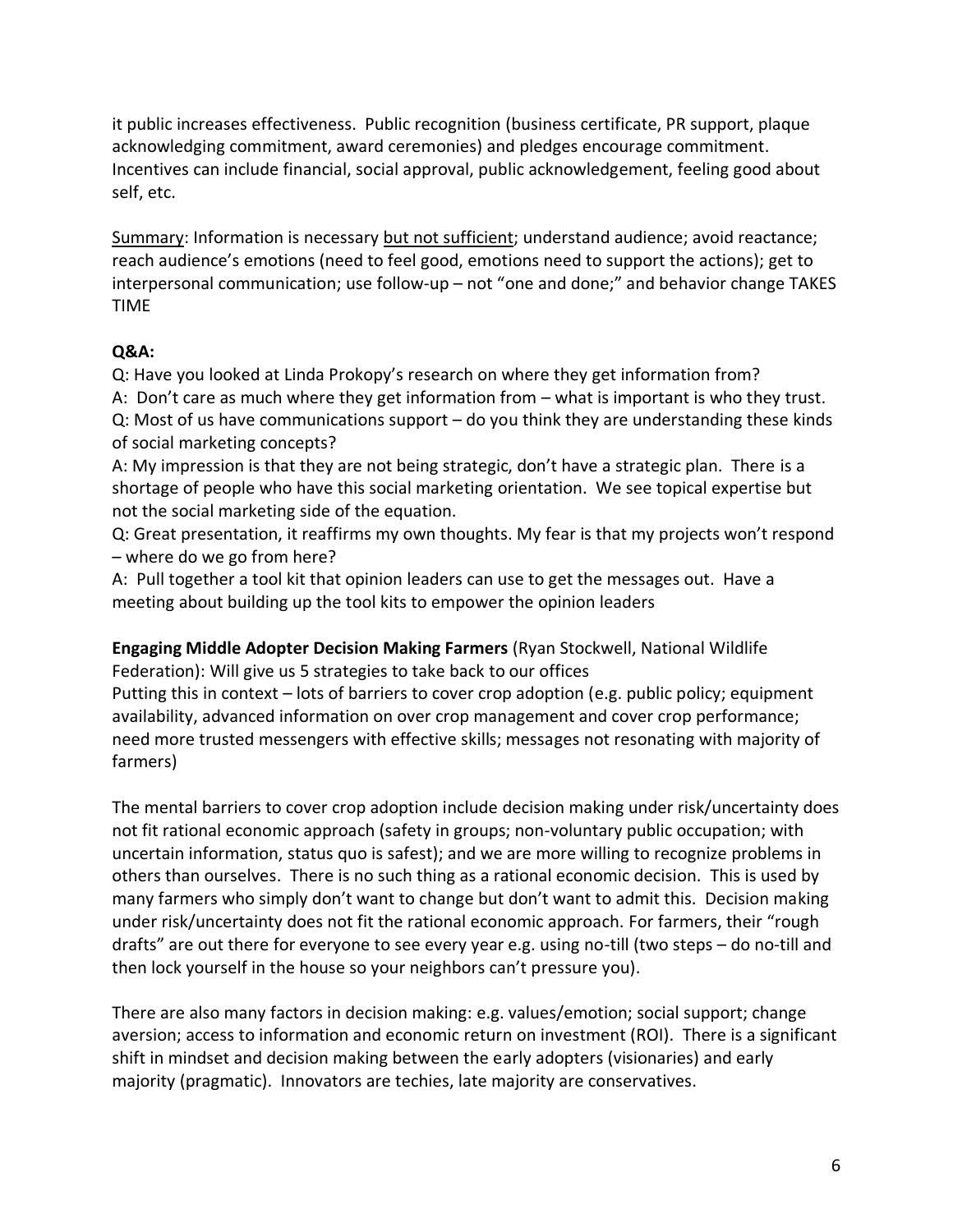it public increases effectiveness. Public recognition (business certificate, PR support, plaque acknowledging commitment, award ceremonies) and pledges encourage commitment. Incentives can include financial, social approval, public acknowledgement, feeling good about self, etc.

<u>Summary</u>: Information is necessary <u>but not sufficient</u>; understand audience; avoid reactance; reach audience's emotions (need to feel good, emotions need to support the actions); get to interpersonal communication; use follow-up – not "one and done;" and behavior change TAKES TIME

**Q&A:**

Q: Have you looked at Linda Prokopy's research on where they get information from?
A: Don't care as much where they get information from – what is important is who they trust.
Q: Most of us have communications support – do you think they are understanding these kinds of social marketing concepts?
A: My impression is that they are not being strategic, don't have a strategic plan. There is a shortage of people who have this social marketing orientation. We see topical expertise but not the social marketing side of the equation.
Q: Great presentation, it reaffirms my own thoughts. My fear is that my projects won't respond – where do we go from here?
A: Pull together a tool kit that opinion leaders can use to get the messages out. Have a meeting about building up the tool kits to empower the opinion leaders

**Engaging Middle Adopter Decision Making Farmers** (Ryan Stockwell, National Wildlife Federation): Will give us 5 strategies to take back to our offices
Putting this in context – lots of barriers to cover crop adoption (e.g. public policy; equipment availability, advanced information on over crop management and cover crop performance; need more trusted messengers with effective skills; messages not resonating with majority of farmers)

The mental barriers to cover crop adoption include decision making under risk/uncertainty does not fit rational economic approach (safety in groups; non-voluntary public occupation; with uncertain information, status quo is safest); and we are more willing to recognize problems in others than ourselves. There is no such thing as a rational economic decision. This is used by many farmers who simply don't want to change but don't want to admit this. Decision making under risk/uncertainty does not fit the rational economic approach. For farmers, their "rough drafts" are out there for everyone to see every year e.g. using no-till (two steps – do no-till and then lock yourself in the house so your neighbors can't pressure you).

There are also many factors in decision making: e.g. values/emotion; social support; change aversion; access to information and economic return on investment (ROI). There is a significant shift in mindset and decision making between the early adopters (visionaries) and early majority (pragmatic). Innovators are techies, late majority are conservatives.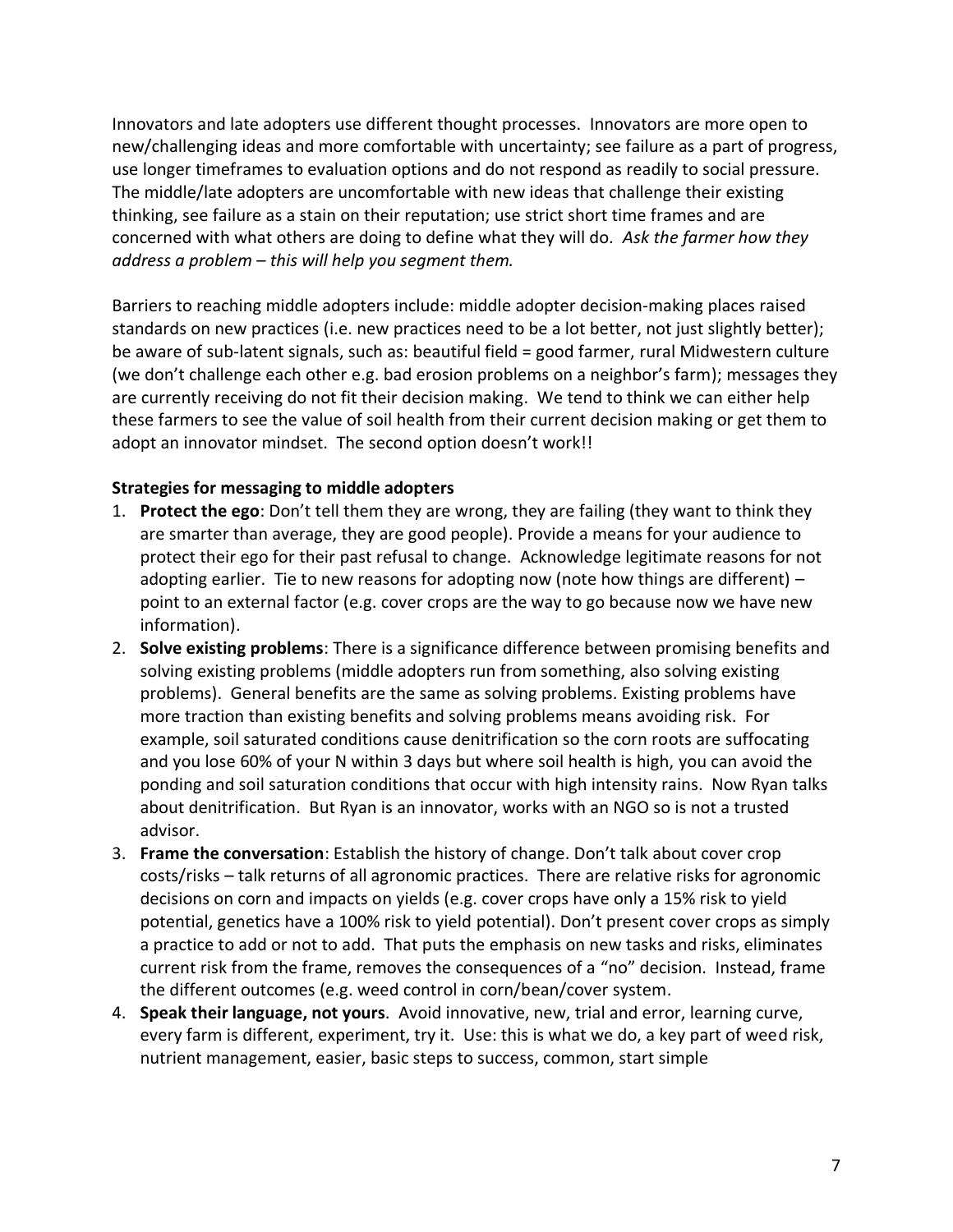Innovators and late adopters use different thought processes. Innovators are more open to new/challenging ideas and more comfortable with uncertainty; see failure as a part of progress, use longer timeframes to evaluation options and do not respond as readily to social pressure. The middle/late adopters are uncomfortable with new ideas that challenge their existing thinking, see failure as a stain on their reputation; use strict short time frames and are concerned with what others are doing to define what they will do. *Ask the farmer how they address a problem – this will help you segment them.*

Barriers to reaching middle adopters include: middle adopter decision-making places raised standards on new practices (i.e. new practices need to be a lot better, not just slightly better); be aware of sub-latent signals, such as: beautiful field = good farmer, rural Midwestern culture (we don't challenge each other e.g. bad erosion problems on a neighbor's farm); messages they are currently receiving do not fit their decision making. We tend to think we can either help these farmers to see the value of soil health from their current decision making or get them to adopt an innovator mindset. The second option doesn't work!!

**Strategies for messaging to middle adopters**

1. **Protect the ego**: Don't tell them they are wrong, they are failing (they want to think they are smarter than average, they are good people). Provide a means for your audience to protect their ego for their past refusal to change. Acknowledge legitimate reasons for not adopting earlier. Tie to new reasons for adopting now (note how things are different) – point to an external factor (e.g. cover crops are the way to go because now we have new information).
2. **Solve existing problems**: There is a significance difference between promising benefits and solving existing problems (middle adopters run from something, also solving existing problems). General benefits are the same as solving problems. Existing problems have more traction than existing benefits and solving problems means avoiding risk. For example, soil saturated conditions cause denitrification so the corn roots are suffocating and you lose 60% of your N within 3 days but where soil health is high, you can avoid the ponding and soil saturation conditions that occur with high intensity rains. Now Ryan talks about denitrification. But Ryan is an innovator, works with an NGO so is not a trusted advisor.
3. **Frame the conversation**: Establish the history of change. Don't talk about cover crop costs/risks – talk returns of all agronomic practices. There are relative risks for agronomic decisions on corn and impacts on yields (e.g. cover crops have only a 15% risk to yield potential, genetics have a 100% risk to yield potential). Don't present cover crops as simply a practice to add or not to add. That puts the emphasis on new tasks and risks, eliminates current risk from the frame, removes the consequences of a "no" decision. Instead, frame the different outcomes (e.g. weed control in corn/bean/cover system.
4. **Speak their language, not yours**. Avoid innovative, new, trial and error, learning curve, every farm is different, experiment, try it. Use: this is what we do, a key part of weed risk, nutrient management, easier, basic steps to success, common, start simple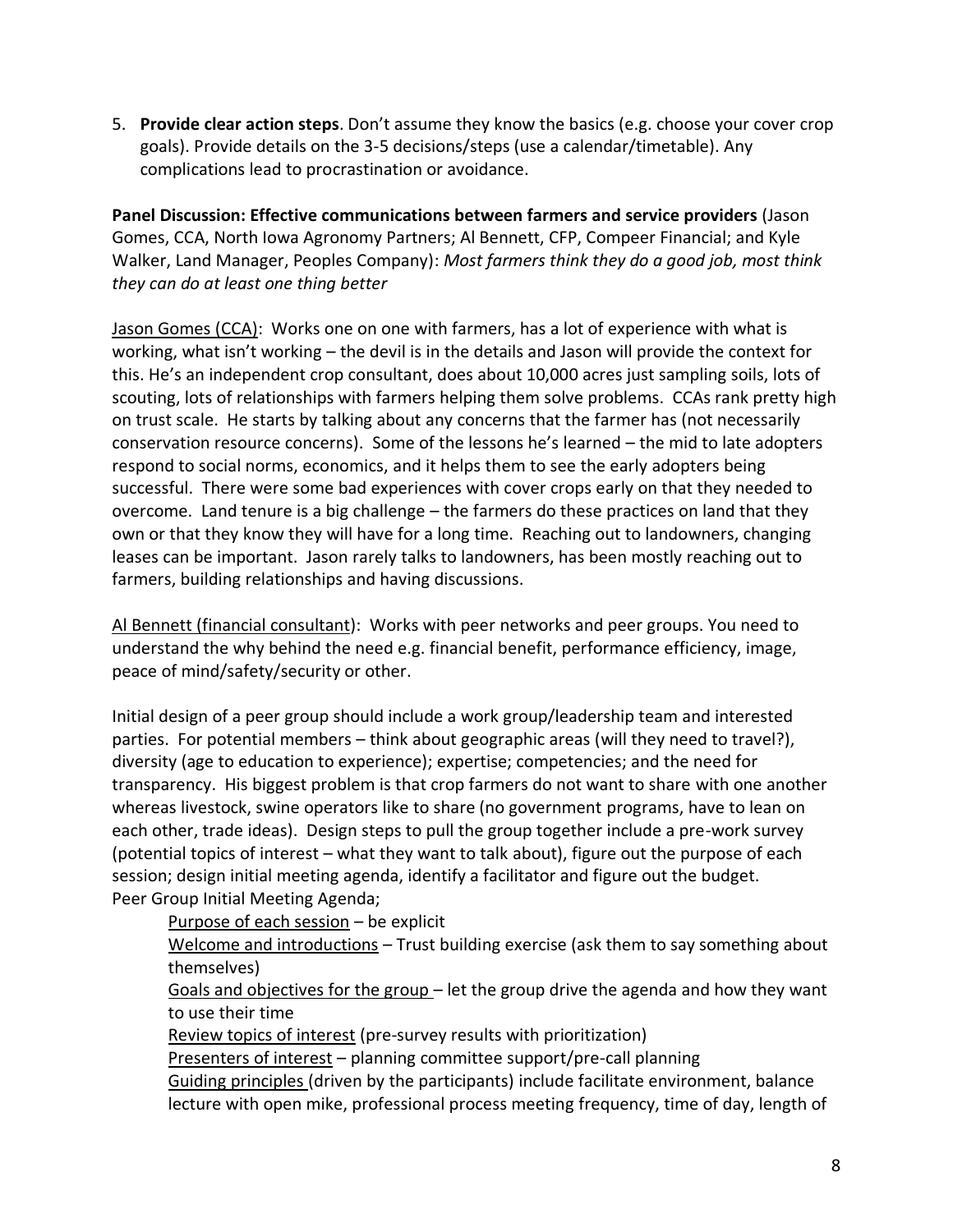5. **Provide clear action steps**. Don't assume they know the basics (e.g. choose your cover crop goals). Provide details on the 3-5 decisions/steps (use a calendar/timetable). Any complications lead to procrastination or avoidance.

**Panel Discussion: Effective communications between farmers and service providers** (Jason Gomes, CCA, North Iowa Agronomy Partners; Al Bennett, CFP, Compeer Financial; and Kyle Walker, Land Manager, Peoples Company): *Most farmers think they do a good job, most think they can do at least one thing better*

<u>Jason Gomes (CCA)</u>: Works one on one with farmers, has a lot of experience with what is working, what isn't working – the devil is in the details and Jason will provide the context for this. He's an independent crop consultant, does about 10,000 acres just sampling soils, lots of scouting, lots of relationships with farmers helping them solve problems. CCAs rank pretty high on trust scale. He starts by talking about any concerns that the farmer has (not necessarily conservation resource concerns). Some of the lessons he's learned – the mid to late adopters respond to social norms, economics, and it helps them to see the early adopters being successful. There were some bad experiences with cover crops early on that they needed to overcome. Land tenure is a big challenge – the farmers do these practices on land that they own or that they know they will have for a long time. Reaching out to landowners, changing leases can be important. Jason rarely talks to landowners, has been mostly reaching out to farmers, building relationships and having discussions.

<u>Al Bennett (financial consultant)</u>: Works with peer networks and peer groups. You need to understand the why behind the need e.g. financial benefit, performance efficiency, image, peace of mind/safety/security or other.

Initial design of a peer group should include a work group/leadership team and interested parties. For potential members – think about geographic areas (will they need to travel?), diversity (age to education to experience); expertise; competencies; and the need for transparency. His biggest problem is that crop farmers do not want to share with one another whereas livestock, swine operators like to share (no government programs, have to lean on each other, trade ideas). Design steps to pull the group together include a pre-work survey (potential topics of interest – what they want to talk about), figure out the purpose of each session; design initial meeting agenda, identify a facilitator and figure out the budget.
Peer Group Initial Meeting Agenda;

- <u>Purpose of each session</u> – be explicit
- <u>Welcome and introductions</u> – Trust building exercise (ask them to say something about themselves)
- <u>Goals and objectives for the group</u> – let the group drive the agenda and how they want to use their time
- <u>Review topics of interest</u> (pre-survey results with prioritization)
- <u>Presenters of interest</u> – planning committee support/pre-call planning
- <u>Guiding principles</u> (driven by the participants) include facilitate environment, balance lecture with open mike, professional process meeting frequency, time of day, length of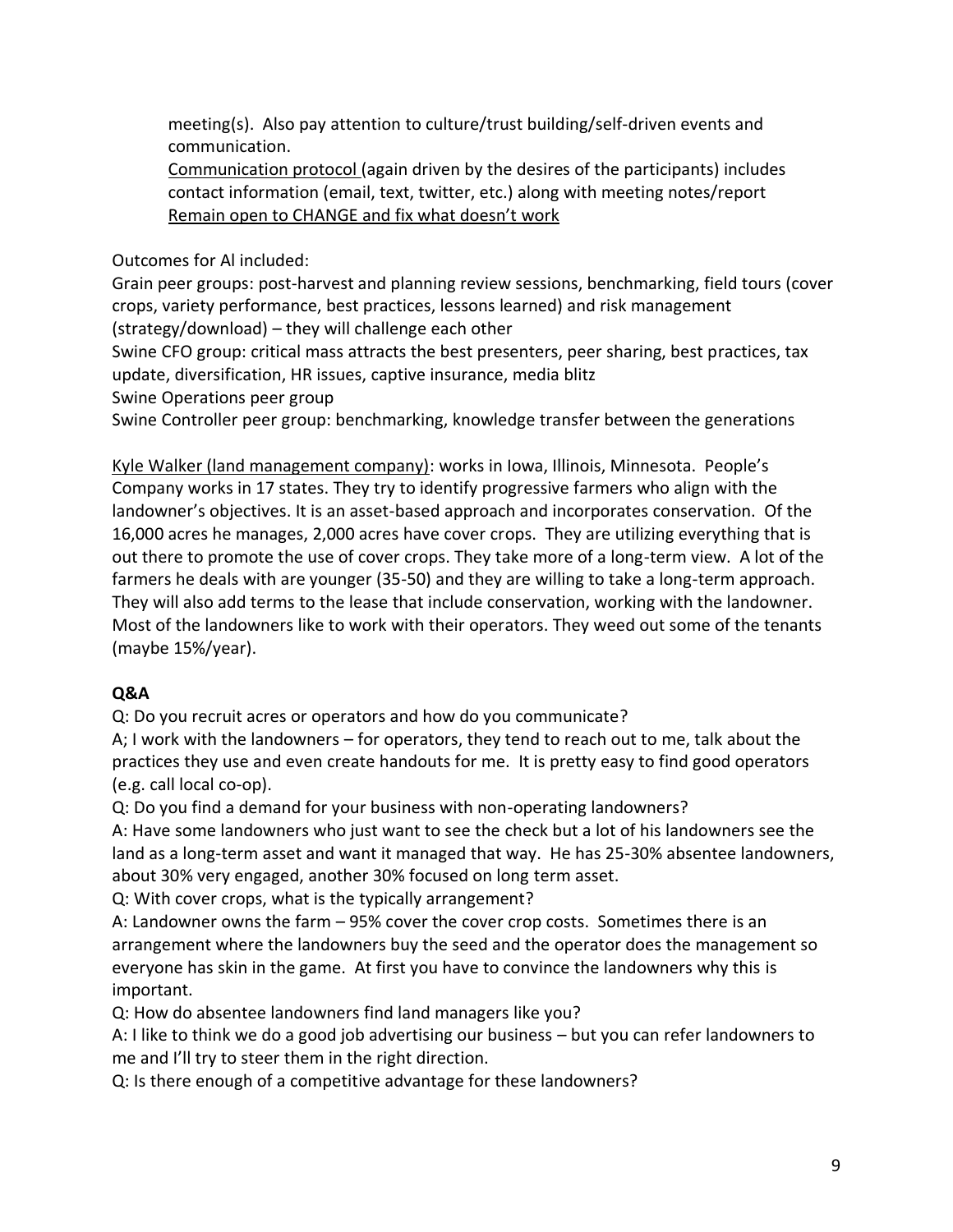meeting(s). Also pay attention to culture/trust building/self-driven events and communication.

<u>Communication protocol</u> (again driven by the desires of the participants) includes contact information (email, text, twitter, etc.) along with meeting notes/report

<u>Remain open to CHANGE and fix what doesn't work</u>

Outcomes for Al included:

Grain peer groups: post-harvest and planning review sessions, benchmarking, field tours (cover crops, variety performance, best practices, lessons learned) and risk management (strategy/download) – they will challenge each other

Swine CFO group: critical mass attracts the best presenters, peer sharing, best practices, tax update, diversification, HR issues, captive insurance, media blitz

Swine Operations peer group

Swine Controller peer group: benchmarking, knowledge transfer between the generations

<u>Kyle Walker (land management company)</u>: works in Iowa, Illinois, Minnesota. People's Company works in 17 states. They try to identify progressive farmers who align with the landowner's objectives. It is an asset-based approach and incorporates conservation. Of the 16,000 acres he manages, 2,000 acres have cover crops. They are utilizing everything that is out there to promote the use of cover crops. They take more of a long-term view. A lot of the farmers he deals with are younger (35-50) and they are willing to take a long-term approach. They will also add terms to the lease that include conservation, working with the landowner. Most of the landowners like to work with their operators. They weed out some of the tenants (maybe 15%/year).

**Q&A**

Q: Do you recruit acres or operators and how do you communicate?

A; I work with the landowners – for operators, they tend to reach out to me, talk about the practices they use and even create handouts for me. It is pretty easy to find good operators (e.g. call local co-op).

Q: Do you find a demand for your business with non-operating landowners?

A: Have some landowners who just want to see the check but a lot of his landowners see the land as a long-term asset and want it managed that way. He has 25-30% absentee landowners, about 30% very engaged, another 30% focused on long term asset.

Q: With cover crops, what is the typically arrangement?

A: Landowner owns the farm – 95% cover the cover crop costs. Sometimes there is an arrangement where the landowners buy the seed and the operator does the management so everyone has skin in the game. At first you have to convince the landowners why this is important.

Q: How do absentee landowners find land managers like you?

A: I like to think we do a good job advertising our business – but you can refer landowners to me and I'll try to steer them in the right direction.

Q: Is there enough of a competitive advantage for these landowners?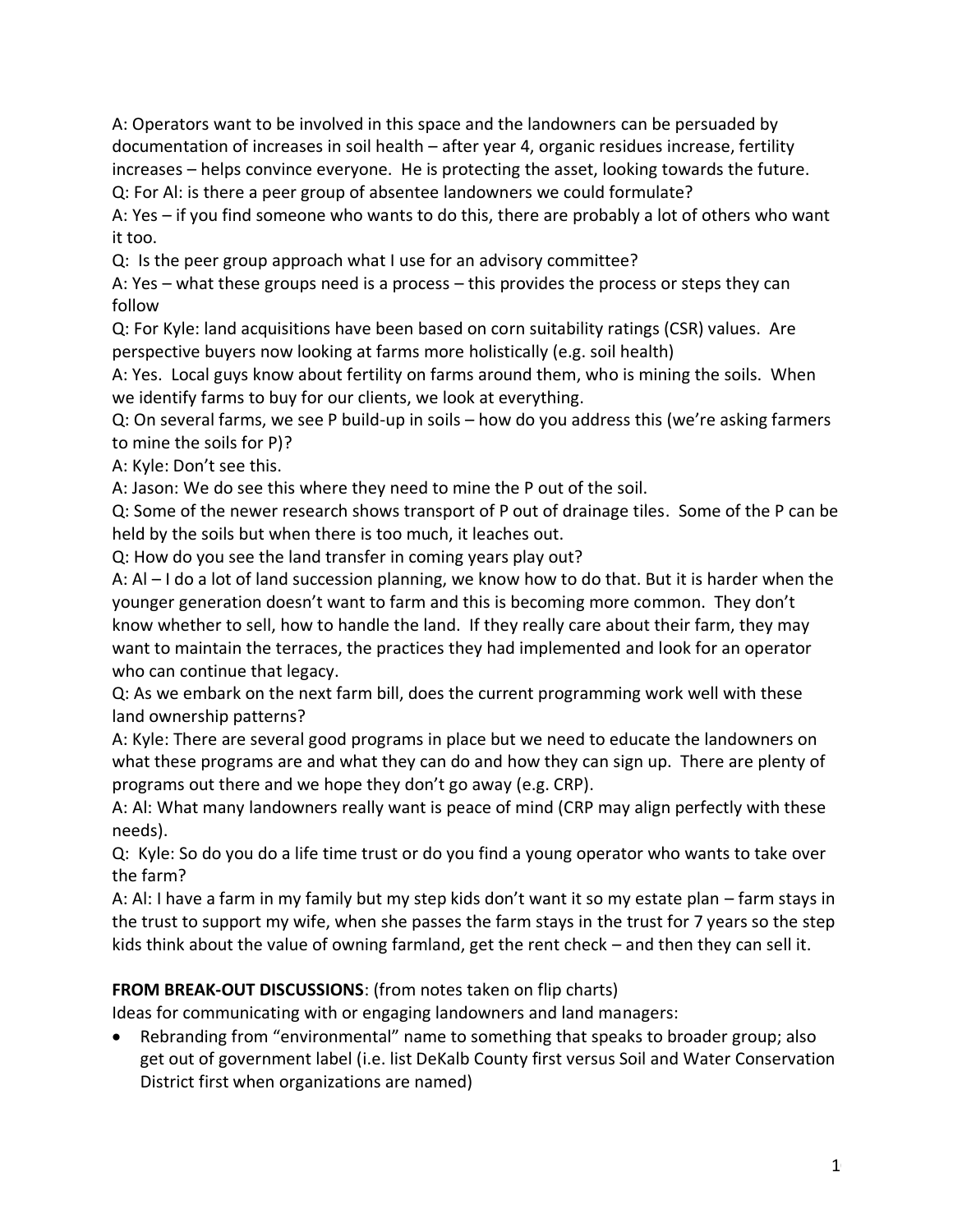A: Operators want to be involved in this space and the landowners can be persuaded by documentation of increases in soil health – after year 4, organic residues increase, fertility increases – helps convince everyone. He is protecting the asset, looking towards the future.

Q: For Al: is there a peer group of absentee landowners we could formulate?

A: Yes – if you find someone who wants to do this, there are probably a lot of others who want it too.

Q: Is the peer group approach what I use for an advisory committee?

A: Yes – what these groups need is a process – this provides the process or steps they can follow

Q: For Kyle: land acquisitions have been based on corn suitability ratings (CSR) values. Are perspective buyers now looking at farms more holistically (e.g. soil health)

A: Yes. Local guys know about fertility on farms around them, who is mining the soils. When we identify farms to buy for our clients, we look at everything.

Q: On several farms, we see P build-up in soils – how do you address this (we're asking farmers to mine the soils for P)?

A: Kyle: Don't see this.

A: Jason: We do see this where they need to mine the P out of the soil.

Q: Some of the newer research shows transport of P out of drainage tiles. Some of the P can be held by the soils but when there is too much, it leaches out.

Q: How do you see the land transfer in coming years play out?

A: Al – I do a lot of land succession planning, we know how to do that. But it is harder when the younger generation doesn't want to farm and this is becoming more common. They don't know whether to sell, how to handle the land. If they really care about their farm, they may want to maintain the terraces, the practices they had implemented and look for an operator who can continue that legacy.

Q: As we embark on the next farm bill, does the current programming work well with these land ownership patterns?

A: Kyle: There are several good programs in place but we need to educate the landowners on what these programs are and what they can do and how they can sign up. There are plenty of programs out there and we hope they don't go away (e.g. CRP).

A: Al: What many landowners really want is peace of mind (CRP may align perfectly with these needs).

Q: Kyle: So do you do a life time trust or do you find a young operator who wants to take over the farm?

A: Al: I have a farm in my family but my step kids don't want it so my estate plan – farm stays in the trust to support my wife, when she passes the farm stays in the trust for 7 years so the step kids think about the value of owning farmland, get the rent check – and then they can sell it.

**FROM BREAK-OUT DISCUSSIONS**: (from notes taken on flip charts)

Ideas for communicating with or engaging landowners and land managers:

- Rebranding from "environmental" name to something that speaks to broader group; also get out of government label (i.e. list DeKalb County first versus Soil and Water Conservation District first when organizations are named)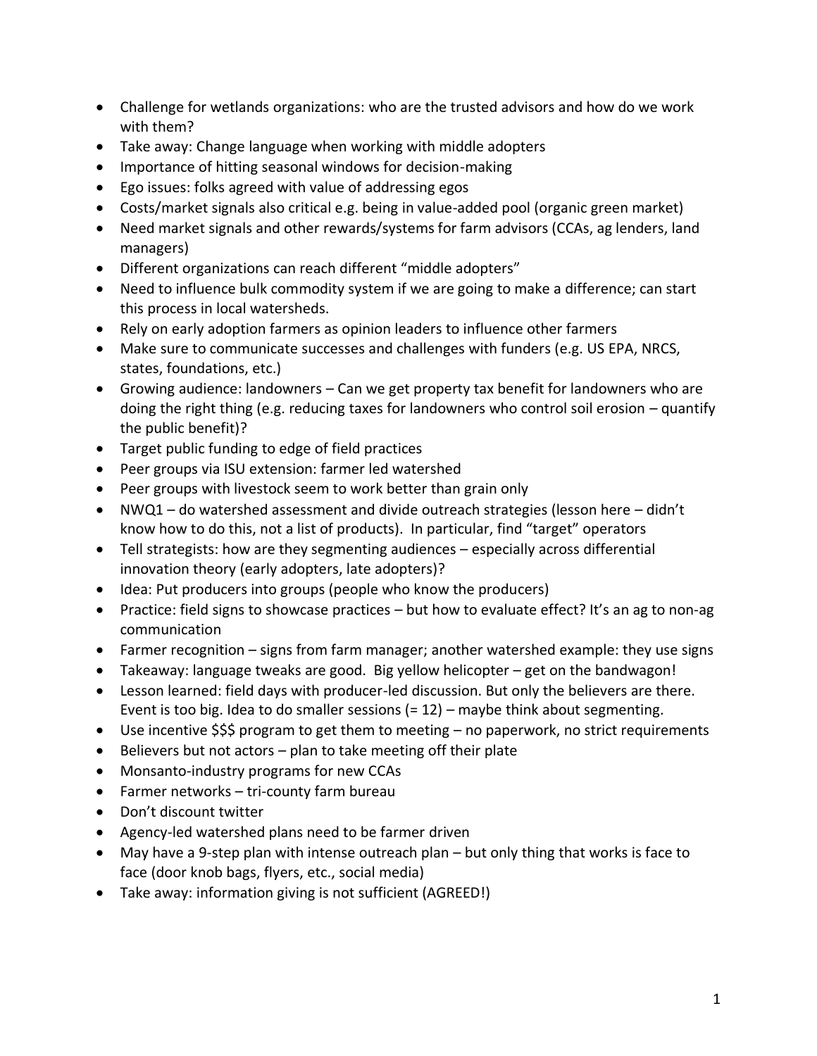- Challenge for wetlands organizations: who are the trusted advisors and how do we work with them?
- Take away: Change language when working with middle adopters
- Importance of hitting seasonal windows for decision-making
- Ego issues: folks agreed with value of addressing egos
- Costs/market signals also critical e.g. being in value-added pool (organic green market)
- Need market signals and other rewards/systems for farm advisors (CCAs, ag lenders, land managers)
- Different organizations can reach different "middle adopters"
- Need to influence bulk commodity system if we are going to make a difference; can start this process in local watersheds.
- Rely on early adoption farmers as opinion leaders to influence other farmers
- Make sure to communicate successes and challenges with funders (e.g. US EPA, NRCS, states, foundations, etc.)
- Growing audience: landowners – Can we get property tax benefit for landowners who are doing the right thing (e.g. reducing taxes for landowners who control soil erosion – quantify the public benefit)?
- Target public funding to edge of field practices
- Peer groups via ISU extension: farmer led watershed
- Peer groups with livestock seem to work better than grain only
- NWQ1 – do watershed assessment and divide outreach strategies (lesson here – didn't know how to do this, not a list of products). In particular, find "target" operators
- Tell strategists: how are they segmenting audiences – especially across differential innovation theory (early adopters, late adopters)?
- Idea: Put producers into groups (people who know the producers)
- Practice: field signs to showcase practices – but how to evaluate effect? It's an ag to non-ag communication
- Farmer recognition – signs from farm manager; another watershed example: they use signs
- Takeaway: language tweaks are good. Big yellow helicopter – get on the bandwagon!
- Lesson learned: field days with producer-led discussion. But only the believers are there. Event is too big. Idea to do smaller sessions (= 12) – maybe think about segmenting.
- Use incentive $$$ program to get them to meeting – no paperwork, no strict requirements
- Believers but not actors – plan to take meeting off their plate
- Monsanto-industry programs for new CCAs
- Farmer networks – tri-county farm bureau
- Don't discount twitter
- Agency-led watershed plans need to be farmer driven
- May have a 9-step plan with intense outreach plan – but only thing that works is face to face (door knob bags, flyers, etc., social media)
- Take away: information giving is not sufficient (AGREED!)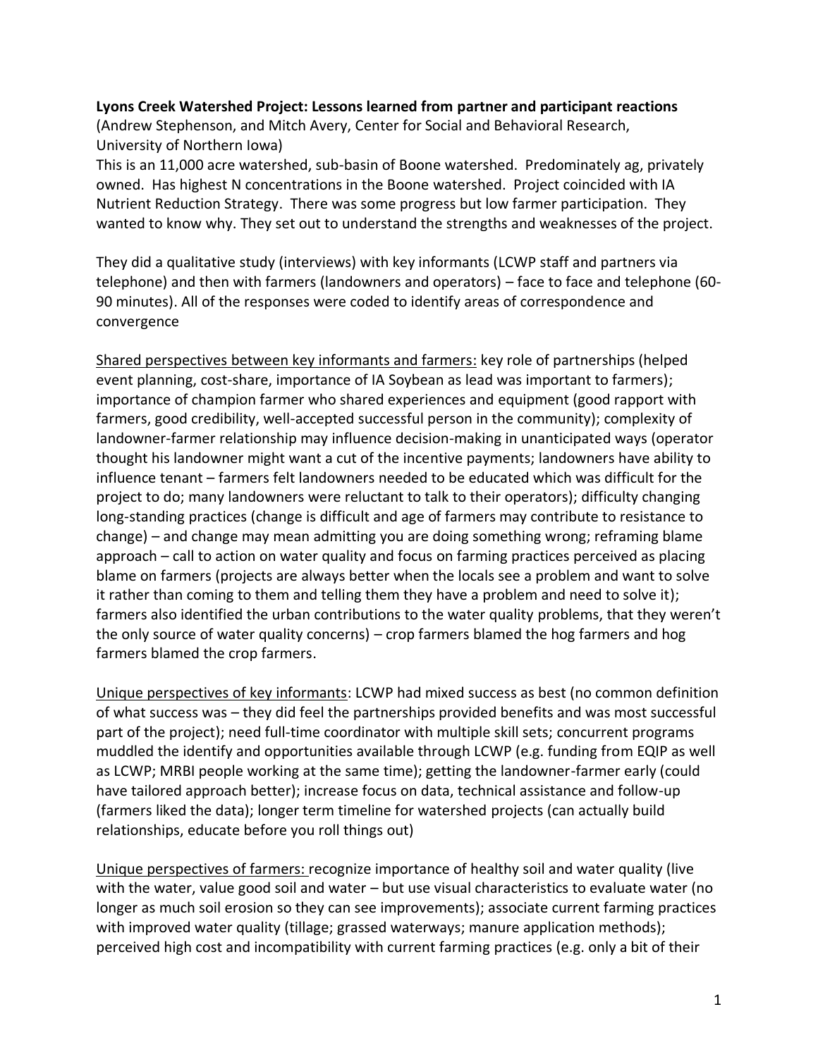**Lyons Creek Watershed Project: Lessons learned from partner and participant reactions**
(Andrew Stephenson, and Mitch Avery, Center for Social and Behavioral Research, University of Northern Iowa)

This is an 11,000 acre watershed, sub-basin of Boone watershed. Predominately ag, privately owned. Has highest N concentrations in the Boone watershed. Project coincided with IA Nutrient Reduction Strategy. There was some progress but low farmer participation. They wanted to know why. They set out to understand the strengths and weaknesses of the project.

They did a qualitative study (interviews) with key informants (LCWP staff and partners via telephone) and then with farmers (landowners and operators) – face to face and telephone (60-90 minutes). All of the responses were coded to identify areas of correspondence and convergence

Shared perspectives between key informants and farmers: key role of partnerships (helped event planning, cost-share, importance of IA Soybean as lead was important to farmers); importance of champion farmer who shared experiences and equipment (good rapport with farmers, good credibility, well-accepted successful person in the community); complexity of landowner-farmer relationship may influence decision-making in unanticipated ways (operator thought his landowner might want a cut of the incentive payments; landowners have ability to influence tenant – farmers felt landowners needed to be educated which was difficult for the project to do; many landowners were reluctant to talk to their operators); difficulty changing long-standing practices (change is difficult and age of farmers may contribute to resistance to change) – and change may mean admitting you are doing something wrong; reframing blame approach – call to action on water quality and focus on farming practices perceived as placing blame on farmers (projects are always better when the locals see a problem and want to solve it rather than coming to them and telling them they have a problem and need to solve it); farmers also identified the urban contributions to the water quality problems, that they weren't the only source of water quality concerns) – crop farmers blamed the hog farmers and hog farmers blamed the crop farmers.

Unique perspectives of key informants: LCWP had mixed success as best (no common definition of what success was – they did feel the partnerships provided benefits and was most successful part of the project); need full-time coordinator with multiple skill sets; concurrent programs muddled the identify and opportunities available through LCWP (e.g. funding from EQIP as well as LCWP; MRBI people working at the same time); getting the landowner-farmer early (could have tailored approach better); increase focus on data, technical assistance and follow-up (farmers liked the data); longer term timeline for watershed projects (can actually build relationships, educate before you roll things out)

Unique perspectives of farmers: recognize importance of healthy soil and water quality (live with the water, value good soil and water – but use visual characteristics to evaluate water (no longer as much soil erosion so they can see improvements); associate current farming practices with improved water quality (tillage; grassed waterways; manure application methods); perceived high cost and incompatibility with current farming practices (e.g. only a bit of their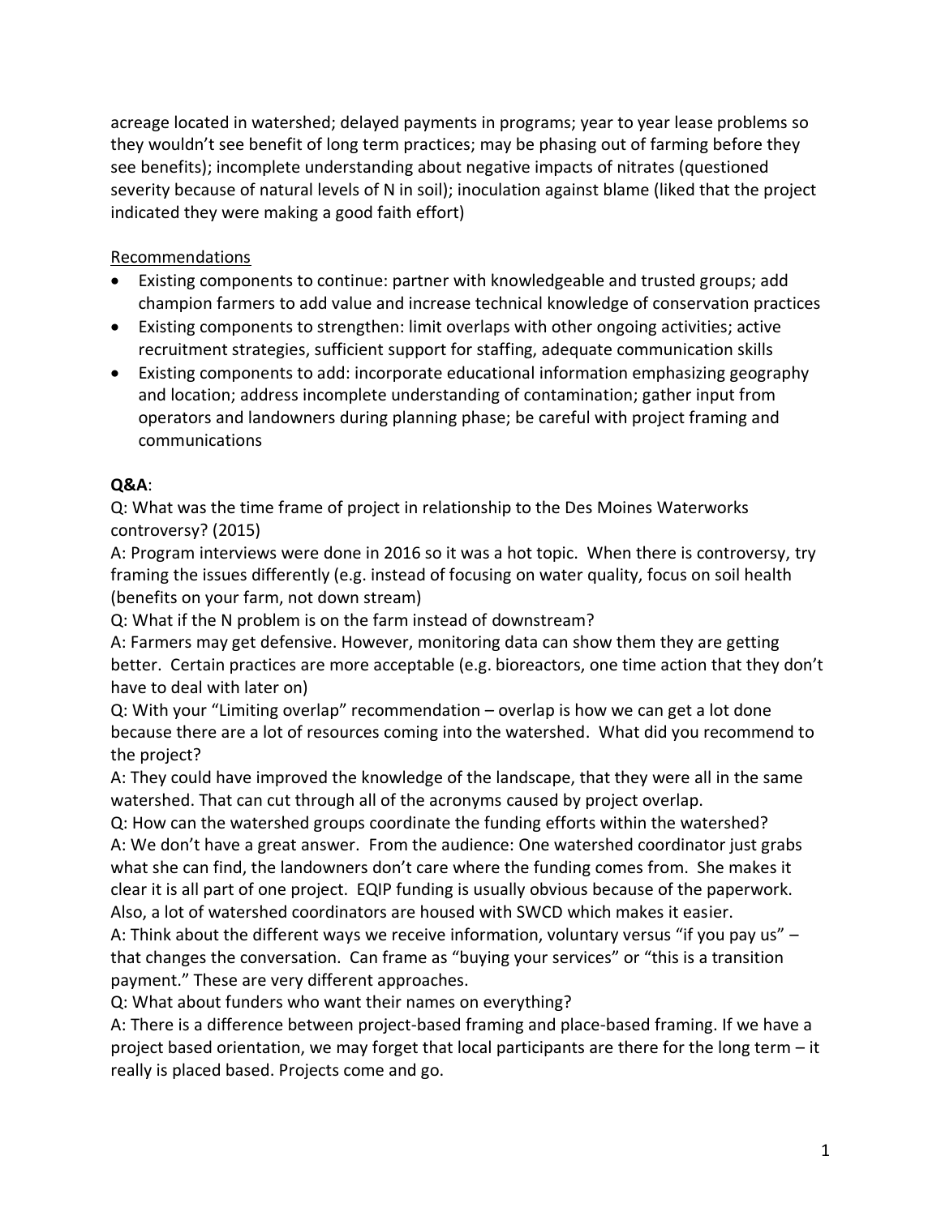acreage located in watershed; delayed payments in programs; year to year lease problems so they wouldn't see benefit of long term practices; may be phasing out of farming before they see benefits); incomplete understanding about negative impacts of nitrates (questioned severity because of natural levels of N in soil); inoculation against blame (liked that the project indicated they were making a good faith effort)

Recommendations

- Existing components to continue: partner with knowledgeable and trusted groups; add champion farmers to add value and increase technical knowledge of conservation practices
- Existing components to strengthen: limit overlaps with other ongoing activities; active recruitment strategies, sufficient support for staffing, adequate communication skills
- Existing components to add: incorporate educational information emphasizing geography and location; address incomplete understanding of contamination; gather input from operators and landowners during planning phase; be careful with project framing and communications

**Q&A**:

Q: What was the time frame of project in relationship to the Des Moines Waterworks controversy? (2015)

A: Program interviews were done in 2016 so it was a hot topic. When there is controversy, try framing the issues differently (e.g. instead of focusing on water quality, focus on soil health (benefits on your farm, not down stream)

Q: What if the N problem is on the farm instead of downstream?

A: Farmers may get defensive. However, monitoring data can show them they are getting better. Certain practices are more acceptable (e.g. bioreactors, one time action that they don't have to deal with later on)

Q: With your "Limiting overlap" recommendation – overlap is how we can get a lot done because there are a lot of resources coming into the watershed. What did you recommend to the project?

A: They could have improved the knowledge of the landscape, that they were all in the same watershed. That can cut through all of the acronyms caused by project overlap.

Q: How can the watershed groups coordinate the funding efforts within the watershed?

A: We don't have a great answer. From the audience: One watershed coordinator just grabs what she can find, the landowners don't care where the funding comes from. She makes it clear it is all part of one project. EQIP funding is usually obvious because of the paperwork. Also, a lot of watershed coordinators are housed with SWCD which makes it easier.

A: Think about the different ways we receive information, voluntary versus "if you pay us" – that changes the conversation. Can frame as "buying your services" or "this is a transition payment." These are very different approaches.

Q: What about funders who want their names on everything?

A: There is a difference between project-based framing and place-based framing. If we have a project based orientation, we may forget that local participants are there for the long term – it really is placed based. Projects come and go.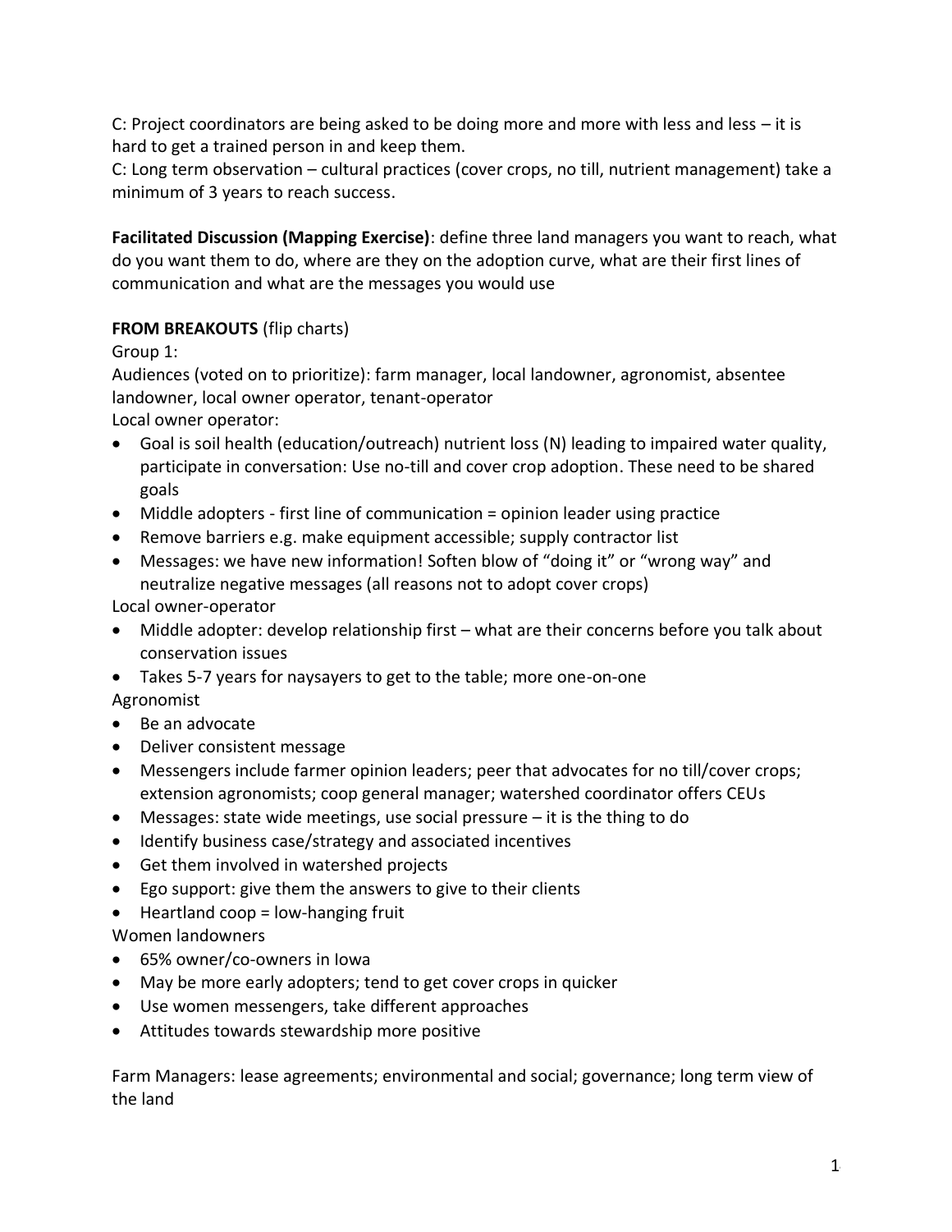C: Project coordinators are being asked to be doing more and more with less and less – it is hard to get a trained person in and keep them.

C: Long term observation – cultural practices (cover crops, no till, nutrient management) take a minimum of 3 years to reach success.

**Facilitated Discussion (Mapping Exercise)**: define three land managers you want to reach, what do you want them to do, where are they on the adoption curve, what are their first lines of communication and what are the messages you would use

**FROM BREAKOUTS** (flip charts)

Group 1:

Audiences (voted on to prioritize): farm manager, local landowner, agronomist, absentee landowner, local owner operator, tenant-operator

Local owner operator:

- Goal is soil health (education/outreach) nutrient loss (N) leading to impaired water quality, participate in conversation: Use no-till and cover crop adoption. These need to be shared goals
- Middle adopters - first line of communication = opinion leader using practice
- Remove barriers e.g. make equipment accessible; supply contractor list
- Messages: we have new information! Soften blow of "doing it" or "wrong way" and neutralize negative messages (all reasons not to adopt cover crops)

Local owner-operator

- Middle adopter: develop relationship first – what are their concerns before you talk about conservation issues
- Takes 5-7 years for naysayers to get to the table; more one-on-one

Agronomist

- Be an advocate
- Deliver consistent message
- Messengers include farmer opinion leaders; peer that advocates for no till/cover crops; extension agronomists; coop general manager; watershed coordinator offers CEUs
- Messages: state wide meetings, use social pressure – it is the thing to do
- Identify business case/strategy and associated incentives
- Get them involved in watershed projects
- Ego support: give them the answers to give to their clients
- Heartland coop = low-hanging fruit

Women landowners

- 65% owner/co-owners in Iowa
- May be more early adopters; tend to get cover crops in quicker
- Use women messengers, take different approaches
- Attitudes towards stewardship more positive

Farm Managers: lease agreements; environmental and social; governance; long term view of the land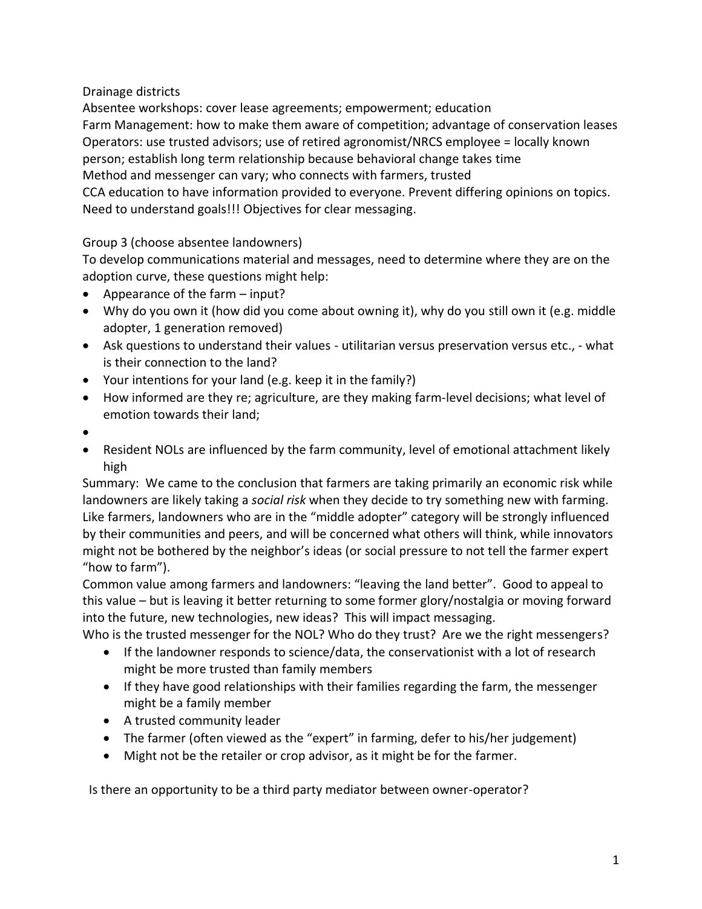Drainage districts

Absentee workshops: cover lease agreements; empowerment; education

Farm Management: how to make them aware of competition; advantage of conservation leases

Operators: use trusted advisors; use of retired agronomist/NRCS employee = locally known person; establish long term relationship because behavioral change takes time

Method and messenger can vary; who connects with farmers, trusted

CCA education to have information provided to everyone. Prevent differing opinions on topics. Need to understand goals!!! Objectives for clear messaging.

Group 3 (choose absentee landowners)

To develop communications material and messages, need to determine where they are on the adoption curve, these questions might help:

- Appearance of the farm – input?
- Why do you own it (how did you come about owning it), why do you still own it (e.g. middle adopter, 1 generation removed)
- Ask questions to understand their values - utilitarian versus preservation versus etc., - what is their connection to the land?
- Your intentions for your land (e.g. keep it in the family?)
- How informed are they re; agriculture, are they making farm-level decisions; what level of emotion towards their land;
- 
- Resident NOLs are influenced by the farm community, level of emotional attachment likely high

Summary: We came to the conclusion that farmers are taking primarily an economic risk while landowners are likely taking a *social risk* when they decide to try something new with farming. Like farmers, landowners who are in the "middle adopter" category will be strongly influenced by their communities and peers, and will be concerned what others will think, while innovators might not be bothered by the neighbor's ideas (or social pressure to not tell the farmer expert "how to farm").

Common value among farmers and landowners: "leaving the land better". Good to appeal to this value – but is leaving it better returning to some former glory/nostalgia or moving forward into the future, new technologies, new ideas? This will impact messaging.

Who is the trusted messenger for the NOL? Who do they trust? Are we the right messengers?

- If the landowner responds to science/data, the conservationist with a lot of research might be more trusted than family members
- If they have good relationships with their families regarding the farm, the messenger might be a family member
- A trusted community leader
- The farmer (often viewed as the "expert" in farming, defer to his/her judgement)
- Might not be the retailer or crop advisor, as it might be for the farmer.

Is there an opportunity to be a third party mediator between owner-operator?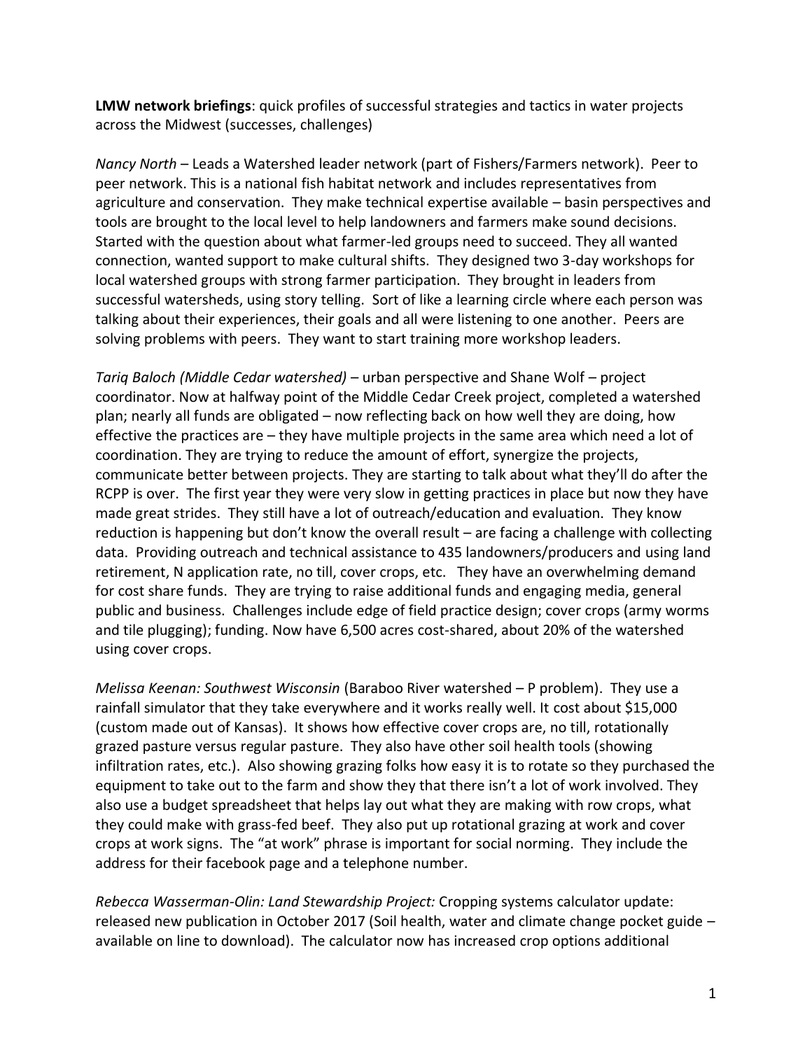**LMW network briefings**: quick profiles of successful strategies and tactics in water projects across the Midwest (successes, challenges)

*Nancy North* – Leads a Watershed leader network (part of Fishers/Farmers network). Peer to peer network. This is a national fish habitat network and includes representatives from agriculture and conservation. They make technical expertise available – basin perspectives and tools are brought to the local level to help landowners and farmers make sound decisions. Started with the question about what farmer-led groups need to succeed. They all wanted connection, wanted support to make cultural shifts. They designed two 3-day workshops for local watershed groups with strong farmer participation. They brought in leaders from successful watersheds, using story telling. Sort of like a learning circle where each person was talking about their experiences, their goals and all were listening to one another. Peers are solving problems with peers. They want to start training more workshop leaders.

*Tariq Baloch (Middle Cedar watershed)* – urban perspective and Shane Wolf – project coordinator. Now at halfway point of the Middle Cedar Creek project, completed a watershed plan; nearly all funds are obligated – now reflecting back on how well they are doing, how effective the practices are – they have multiple projects in the same area which need a lot of coordination. They are trying to reduce the amount of effort, synergize the projects, communicate better between projects. They are starting to talk about what they'll do after the RCPP is over. The first year they were very slow in getting practices in place but now they have made great strides. They still have a lot of outreach/education and evaluation. They know reduction is happening but don't know the overall result – are facing a challenge with collecting data. Providing outreach and technical assistance to 435 landowners/producers and using land retirement, N application rate, no till, cover crops, etc. They have an overwhelming demand for cost share funds. They are trying to raise additional funds and engaging media, general public and business. Challenges include edge of field practice design; cover crops (army worms and tile plugging); funding. Now have 6,500 acres cost-shared, about 20% of the watershed using cover crops.

*Melissa Keenan: Southwest Wisconsin* (Baraboo River watershed – P problem). They use a rainfall simulator that they take everywhere and it works really well. It cost about $15,000 (custom made out of Kansas). It shows how effective cover crops are, no till, rotationally grazed pasture versus regular pasture. They also have other soil health tools (showing infiltration rates, etc.). Also showing grazing folks how easy it is to rotate so they purchased the equipment to take out to the farm and show they that there isn't a lot of work involved. They also use a budget spreadsheet that helps lay out what they are making with row crops, what they could make with grass-fed beef. They also put up rotational grazing at work and cover crops at work signs. The "at work" phrase is important for social norming. They include the address for their facebook page and a telephone number.

*Rebecca Wasserman-Olin: Land Stewardship Project:* Cropping systems calculator update: released new publication in October 2017 (Soil health, water and climate change pocket guide – available on line to download). The calculator now has increased crop options additional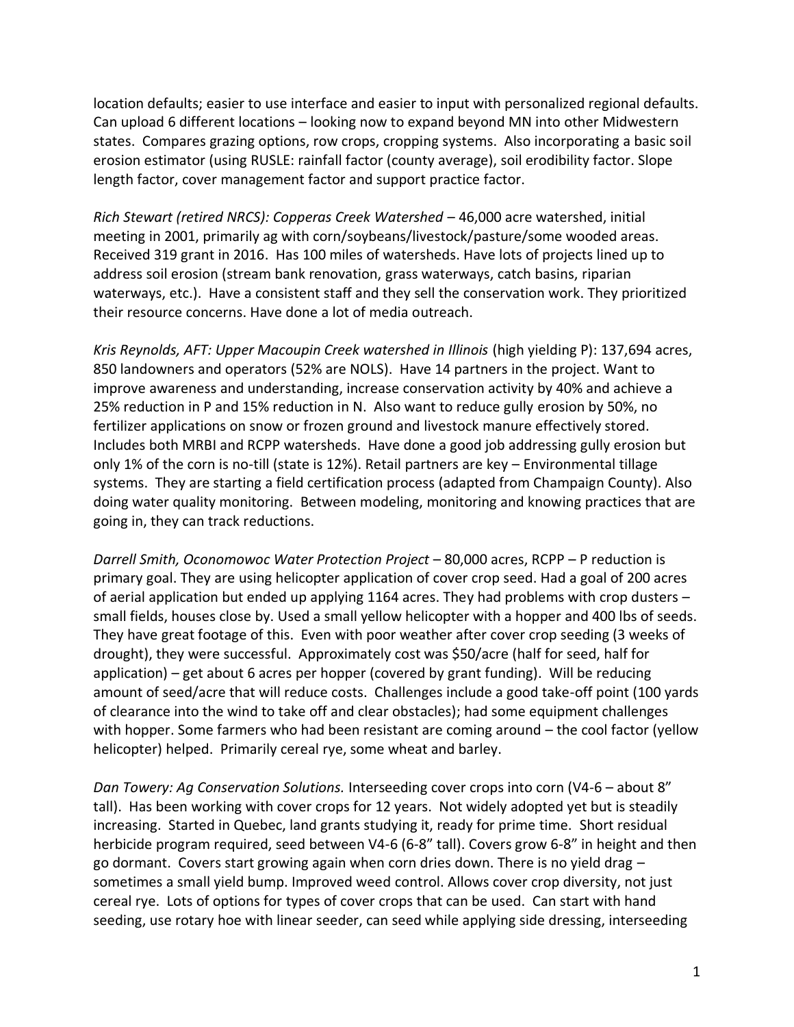location defaults; easier to use interface and easier to input with personalized regional defaults. Can upload 6 different locations – looking now to expand beyond MN into other Midwestern states. Compares grazing options, row crops, cropping systems. Also incorporating a basic soil erosion estimator (using RUSLE: rainfall factor (county average), soil erodibility factor. Slope length factor, cover management factor and support practice factor.

*Rich Stewart (retired NRCS): Copperas Creek Watershed* – 46,000 acre watershed, initial meeting in 2001, primarily ag with corn/soybeans/livestock/pasture/some wooded areas. Received 319 grant in 2016. Has 100 miles of watersheds. Have lots of projects lined up to address soil erosion (stream bank renovation, grass waterways, catch basins, riparian waterways, etc.). Have a consistent staff and they sell the conservation work. They prioritized their resource concerns. Have done a lot of media outreach.

*Kris Reynolds, AFT: Upper Macoupin Creek watershed in Illinois* (high yielding P): 137,694 acres, 850 landowners and operators (52% are NOLS). Have 14 partners in the project. Want to improve awareness and understanding, increase conservation activity by 40% and achieve a 25% reduction in P and 15% reduction in N. Also want to reduce gully erosion by 50%, no fertilizer applications on snow or frozen ground and livestock manure effectively stored. Includes both MRBI and RCPP watersheds. Have done a good job addressing gully erosion but only 1% of the corn is no-till (state is 12%). Retail partners are key – Environmental tillage systems. They are starting a field certification process (adapted from Champaign County). Also doing water quality monitoring. Between modeling, monitoring and knowing practices that are going in, they can track reductions.

*Darrell Smith, Oconomowoc Water Protection Project* – 80,000 acres, RCPP – P reduction is primary goal. They are using helicopter application of cover crop seed. Had a goal of 200 acres of aerial application but ended up applying 1164 acres. They had problems with crop dusters – small fields, houses close by. Used a small yellow helicopter with a hopper and 400 lbs of seeds. They have great footage of this. Even with poor weather after cover crop seeding (3 weeks of drought), they were successful. Approximately cost was $50/acre (half for seed, half for application) – get about 6 acres per hopper (covered by grant funding). Will be reducing amount of seed/acre that will reduce costs. Challenges include a good take-off point (100 yards of clearance into the wind to take off and clear obstacles); had some equipment challenges with hopper. Some farmers who had been resistant are coming around – the cool factor (yellow helicopter) helped. Primarily cereal rye, some wheat and barley.

*Dan Towery: Ag Conservation Solutions.* Interseeding cover crops into corn (V4-6 – about 8" tall). Has been working with cover crops for 12 years. Not widely adopted yet but is steadily increasing. Started in Quebec, land grants studying it, ready for prime time. Short residual herbicide program required, seed between V4-6 (6-8" tall). Covers grow 6-8" in height and then go dormant. Covers start growing again when corn dries down. There is no yield drag – sometimes a small yield bump. Improved weed control. Allows cover crop diversity, not just cereal rye. Lots of options for types of cover crops that can be used. Can start with hand seeding, use rotary hoe with linear seeder, can seed while applying side dressing, interseeding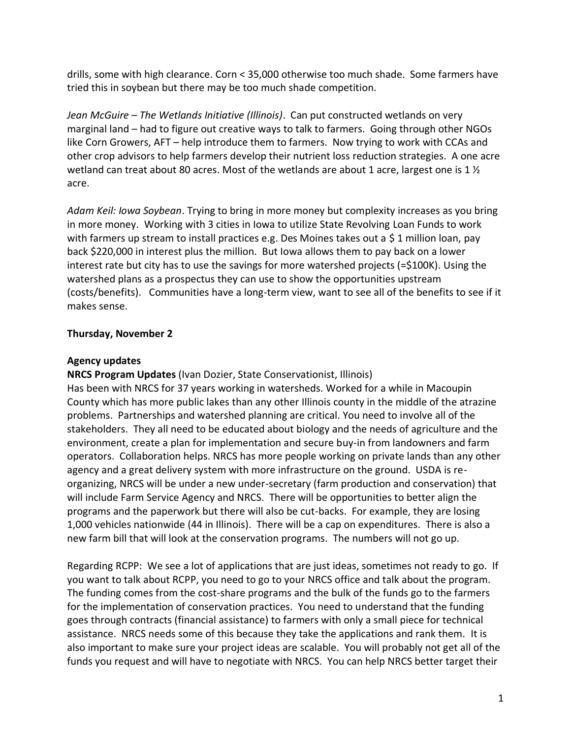drills, some with high clearance. Corn < 35,000 otherwise too much shade. Some farmers have tried this in soybean but there may be too much shade competition.

*Jean McGuire – The Wetlands Initiative (Illinois)*. Can put constructed wetlands on very marginal land – had to figure out creative ways to talk to farmers. Going through other NGOs like Corn Growers, AFT – help introduce them to farmers. Now trying to work with CCAs and other crop advisors to help farmers develop their nutrient loss reduction strategies. A one acre wetland can treat about 80 acres. Most of the wetlands are about 1 acre, largest one is 1 ½ acre.

*Adam Keil: Iowa Soybean*. Trying to bring in more money but complexity increases as you bring in more money. Working with 3 cities in Iowa to utilize State Revolving Loan Funds to work with farmers up stream to install practices e.g. Des Moines takes out a $ 1 million loan, pay back $220,000 in interest plus the million. But Iowa allows them to pay back on a lower interest rate but city has to use the savings for more watershed projects (=$100K). Using the watershed plans as a prospectus they can use to show the opportunities upstream (costs/benefits). Communities have a long-term view, want to see all of the benefits to see if it makes sense.

**Thursday, November 2**

**Agency updates**

**NRCS Program Updates** (Ivan Dozier, State Conservationist, Illinois)

Has been with NRCS for 37 years working in watersheds. Worked for a while in Macoupin County which has more public lakes than any other Illinois county in the middle of the atrazine problems. Partnerships and watershed planning are critical. You need to involve all of the stakeholders. They all need to be educated about biology and the needs of agriculture and the environment, create a plan for implementation and secure buy-in from landowners and farm operators. Collaboration helps. NRCS has more people working on private lands than any other agency and a great delivery system with more infrastructure on the ground. USDA is re-organizing, NRCS will be under a new under-secretary (farm production and conservation) that will include Farm Service Agency and NRCS. There will be opportunities to better align the programs and the paperwork but there will also be cut-backs. For example, they are losing 1,000 vehicles nationwide (44 in Illinois). There will be a cap on expenditures. There is also a new farm bill that will look at the conservation programs. The numbers will not go up.

Regarding RCPP: We see a lot of applications that are just ideas, sometimes not ready to go. If you want to talk about RCPP, you need to go to your NRCS office and talk about the program. The funding comes from the cost-share programs and the bulk of the funds go to the farmers for the implementation of conservation practices. You need to understand that the funding goes through contracts (financial assistance) to farmers with only a small piece for technical assistance. NRCS needs some of this because they take the applications and rank them. It is also important to make sure your project ideas are scalable. You will probably not get all of the funds you request and will have to negotiate with NRCS. You can help NRCS better target their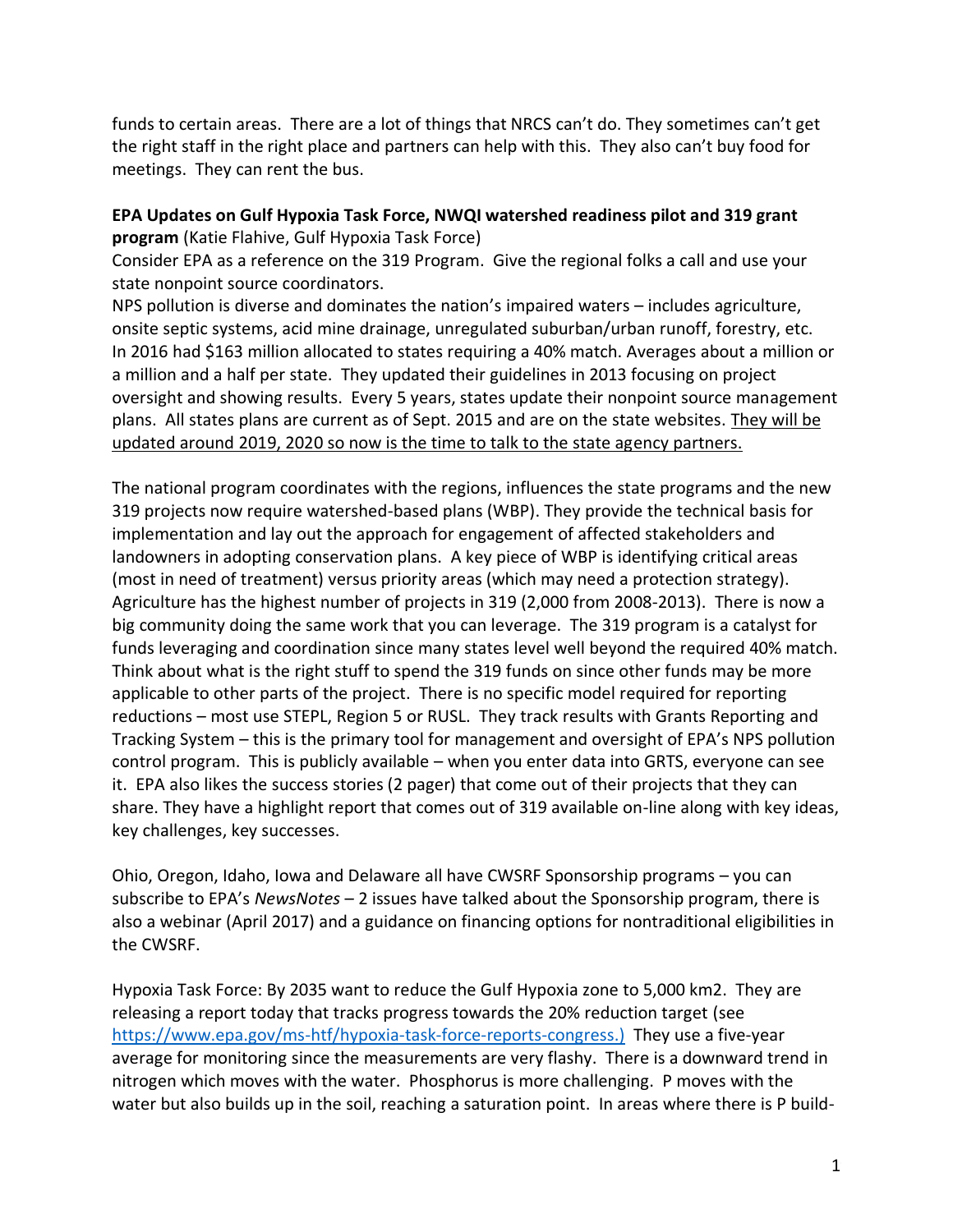funds to certain areas. There are a lot of things that NRCS can't do. They sometimes can't get the right staff in the right place and partners can help with this. They also can't buy food for meetings. They can rent the bus.

**EPA Updates on Gulf Hypoxia Task Force, NWQI watershed readiness pilot and 319 grant program** (Katie Flahive, Gulf Hypoxia Task Force)

Consider EPA as a reference on the 319 Program. Give the regional folks a call and use your state nonpoint source coordinators.

NPS pollution is diverse and dominates the nation's impaired waters – includes agriculture, onsite septic systems, acid mine drainage, unregulated suburban/urban runoff, forestry, etc. In 2016 had $163 million allocated to states requiring a 40% match. Averages about a million or a million and a half per state. They updated their guidelines in 2013 focusing on project oversight and showing results. Every 5 years, states update their nonpoint source management plans. All states plans are current as of Sept. 2015 and are on the state websites. <u>They will be updated around 2019, 2020 so now is the time to talk to the state agency partners.</u>

The national program coordinates with the regions, influences the state programs and the new 319 projects now require watershed-based plans (WBP). They provide the technical basis for implementation and lay out the approach for engagement of affected stakeholders and landowners in adopting conservation plans. A key piece of WBP is identifying critical areas (most in need of treatment) versus priority areas (which may need a protection strategy). Agriculture has the highest number of projects in 319 (2,000 from 2008-2013). There is now a big community doing the same work that you can leverage. The 319 program is a catalyst for funds leveraging and coordination since many states level well beyond the required 40% match. Think about what is the right stuff to spend the 319 funds on since other funds may be more applicable to other parts of the project. There is no specific model required for reporting reductions – most use STEPL, Region 5 or RUSL. They track results with Grants Reporting and Tracking System – this is the primary tool for management and oversight of EPA's NPS pollution control program. This is publicly available – when you enter data into GRTS, everyone can see it. EPA also likes the success stories (2 pager) that come out of their projects that they can share. They have a highlight report that comes out of 319 available on-line along with key ideas, key challenges, key successes.

Ohio, Oregon, Idaho, Iowa and Delaware all have CWSRF Sponsorship programs – you can subscribe to EPA's *NewsNotes* – 2 issues have talked about the Sponsorship program, there is also a webinar (April 2017) and a guidance on financing options for nontraditional eligibilities in the CWSRF.

Hypoxia Task Force: By 2035 want to reduce the Gulf Hypoxia zone to 5,000 km2. They are releasing a report today that tracks progress towards the 20% reduction target (see [https://www.epa.gov/ms-htf/hypoxia-task-force-reports-congress.)](https://www.epa.gov/ms-htf/hypoxia-task-force-reports-congress) They use a five-year average for monitoring since the measurements are very flashy. There is a downward trend in nitrogen which moves with the water. Phosphorus is more challenging. P moves with the water but also builds up in the soil, reaching a saturation point. In areas where there is P build-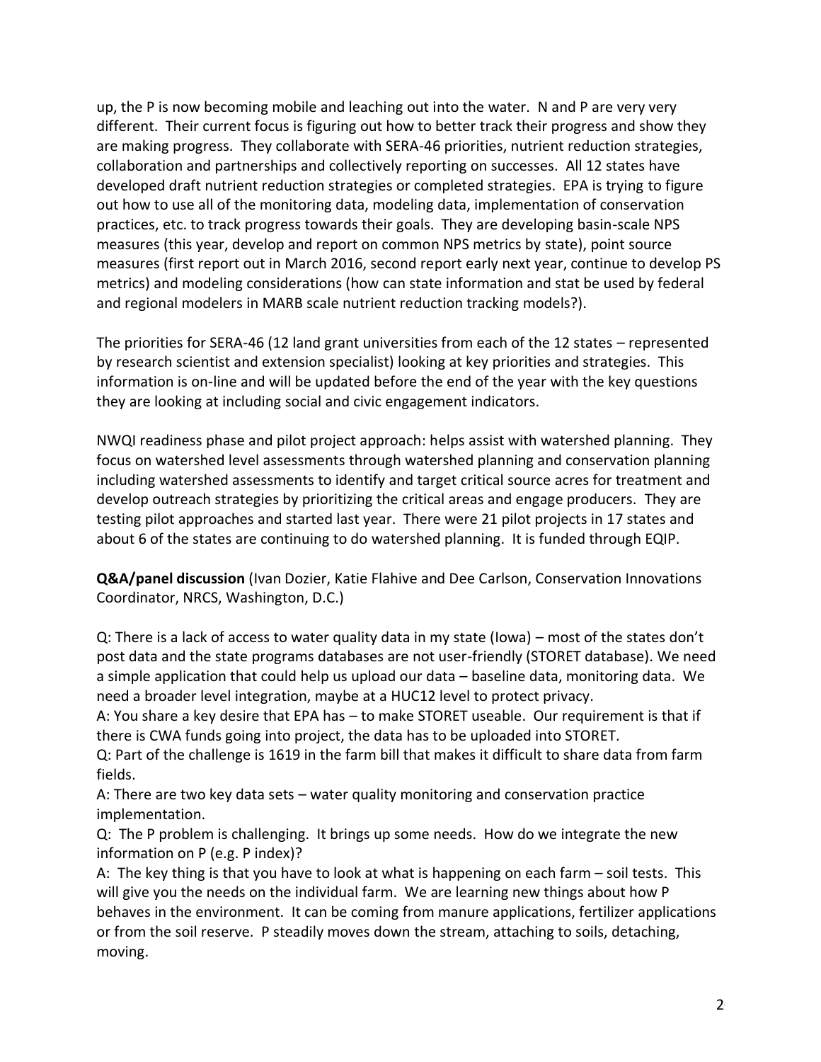up, the P is now becoming mobile and leaching out into the water. N and P are very very different. Their current focus is figuring out how to better track their progress and show they are making progress. They collaborate with SERA-46 priorities, nutrient reduction strategies, collaboration and partnerships and collectively reporting on successes. All 12 states have developed draft nutrient reduction strategies or completed strategies. EPA is trying to figure out how to use all of the monitoring data, modeling data, implementation of conservation practices, etc. to track progress towards their goals. They are developing basin-scale NPS measures (this year, develop and report on common NPS metrics by state), point source measures (first report out in March 2016, second report early next year, continue to develop PS metrics) and modeling considerations (how can state information and stat be used by federal and regional modelers in MARB scale nutrient reduction tracking models?).

The priorities for SERA-46 (12 land grant universities from each of the 12 states – represented by research scientist and extension specialist) looking at key priorities and strategies. This information is on-line and will be updated before the end of the year with the key questions they are looking at including social and civic engagement indicators.

NWQI readiness phase and pilot project approach: helps assist with watershed planning. They focus on watershed level assessments through watershed planning and conservation planning including watershed assessments to identify and target critical source acres for treatment and develop outreach strategies by prioritizing the critical areas and engage producers. They are testing pilot approaches and started last year. There were 21 pilot projects in 17 states and about 6 of the states are continuing to do watershed planning. It is funded through EQIP.

**Q&A/panel discussion** (Ivan Dozier, Katie Flahive and Dee Carlson, Conservation Innovations Coordinator, NRCS, Washington, D.C.)

Q: There is a lack of access to water quality data in my state (Iowa) – most of the states don't post data and the state programs databases are not user-friendly (STORET database). We need a simple application that could help us upload our data – baseline data, monitoring data. We need a broader level integration, maybe at a HUC12 level to protect privacy.
A: You share a key desire that EPA has – to make STORET useable. Our requirement is that if there is CWA funds going into project, the data has to be uploaded into STORET.
Q: Part of the challenge is 1619 in the farm bill that makes it difficult to share data from farm fields.
A: There are two key data sets – water quality monitoring and conservation practice implementation.
Q: The P problem is challenging. It brings up some needs. How do we integrate the new information on P (e.g. P index)?
A: The key thing is that you have to look at what is happening on each farm – soil tests. This will give you the needs on the individual farm. We are learning new things about how P behaves in the environment. It can be coming from manure applications, fertilizer applications or from the soil reserve. P steadily moves down the stream, attaching to soils, detaching, moving.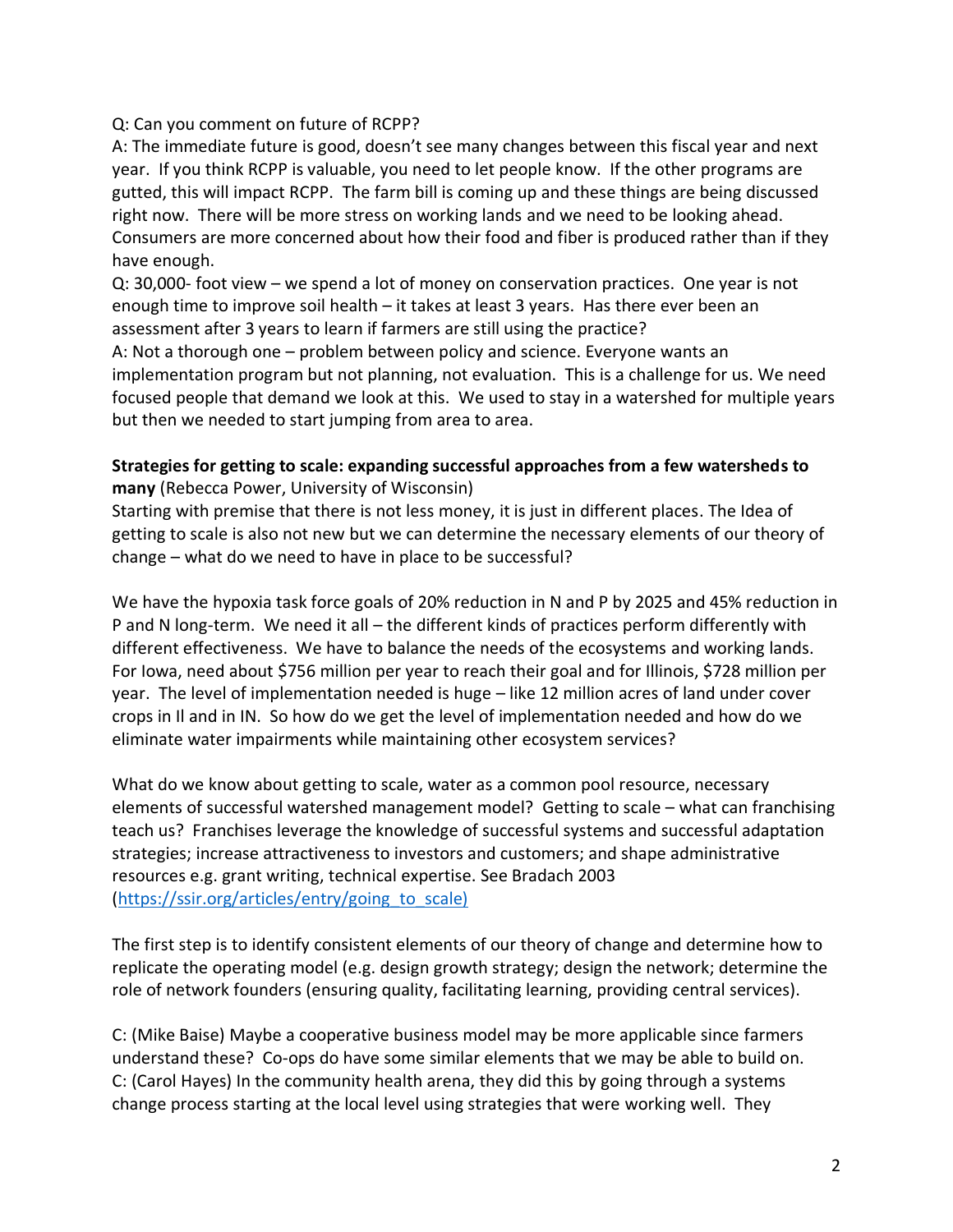Q: Can you comment on future of RCPP?
A: The immediate future is good, doesn't see many changes between this fiscal year and next year. If you think RCPP is valuable, you need to let people know. If the other programs are gutted, this will impact RCPP. The farm bill is coming up and these things are being discussed right now. There will be more stress on working lands and we need to be looking ahead. Consumers are more concerned about how their food and fiber is produced rather than if they have enough.
Q: 30,000- foot view – we spend a lot of money on conservation practices. One year is not enough time to improve soil health – it takes at least 3 years. Has there ever been an assessment after 3 years to learn if farmers are still using the practice?
A: Not a thorough one – problem between policy and science. Everyone wants an implementation program but not planning, not evaluation. This is a challenge for us. We need focused people that demand we look at this. We used to stay in a watershed for multiple years but then we needed to start jumping from area to area.

**Strategies for getting to scale: expanding successful approaches from a few watersheds to many** (Rebecca Power, University of Wisconsin)
Starting with premise that there is not less money, it is just in different places. The Idea of getting to scale is also not new but we can determine the necessary elements of our theory of change – what do we need to have in place to be successful?

We have the hypoxia task force goals of 20% reduction in N and P by 2025 and 45% reduction in P and N long-term. We need it all – the different kinds of practices perform differently with different effectiveness. We have to balance the needs of the ecosystems and working lands. For Iowa, need about $756 million per year to reach their goal and for Illinois, $728 million per year. The level of implementation needed is huge – like 12 million acres of land under cover crops in Il and in IN. So how do we get the level of implementation needed and how do we eliminate water impairments while maintaining other ecosystem services?

What do we know about getting to scale, water as a common pool resource, necessary elements of successful watershed management model? Getting to scale – what can franchising teach us? Franchises leverage the knowledge of successful systems and successful adaptation strategies; increase attractiveness to investors and customers; and shape administrative resources e.g. grant writing, technical expertise. See Bradach 2003 (https://ssir.org/articles/entry/going_to_scale)

The first step is to identify consistent elements of our theory of change and determine how to replicate the operating model (e.g. design growth strategy; design the network; determine the role of network founders (ensuring quality, facilitating learning, providing central services).

C: (Mike Baise) Maybe a cooperative business model may be more applicable since farmers understand these? Co-ops do have some similar elements that we may be able to build on.
C: (Carol Hayes) In the community health arena, they did this by going through a systems change process starting at the local level using strategies that were working well. They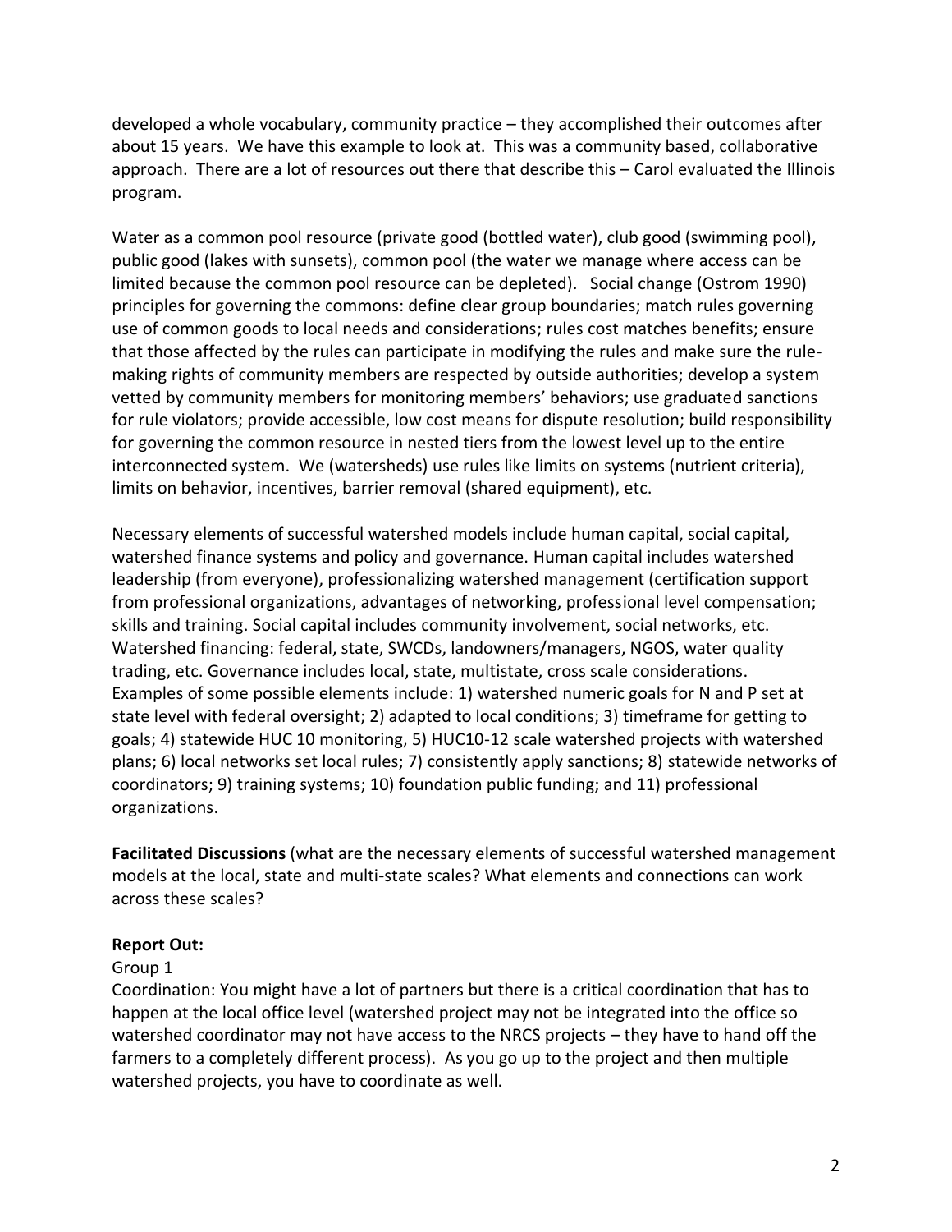developed a whole vocabulary, community practice – they accomplished their outcomes after about 15 years. We have this example to look at. This was a community based, collaborative approach. There are a lot of resources out there that describe this – Carol evaluated the Illinois program.

Water as a common pool resource (private good (bottled water), club good (swimming pool), public good (lakes with sunsets), common pool (the water we manage where access can be limited because the common pool resource can be depleted). Social change (Ostrom 1990) principles for governing the commons: define clear group boundaries; match rules governing use of common goods to local needs and considerations; rules cost matches benefits; ensure that those affected by the rules can participate in modifying the rules and make sure the rule-making rights of community members are respected by outside authorities; develop a system vetted by community members for monitoring members' behaviors; use graduated sanctions for rule violators; provide accessible, low cost means for dispute resolution; build responsibility for governing the common resource in nested tiers from the lowest level up to the entire interconnected system. We (watersheds) use rules like limits on systems (nutrient criteria), limits on behavior, incentives, barrier removal (shared equipment), etc.

Necessary elements of successful watershed models include human capital, social capital, watershed finance systems and policy and governance. Human capital includes watershed leadership (from everyone), professionalizing watershed management (certification support from professional organizations, advantages of networking, professional level compensation; skills and training. Social capital includes community involvement, social networks, etc. Watershed financing: federal, state, SWCDs, landowners/managers, NGOS, water quality trading, etc. Governance includes local, state, multistate, cross scale considerations. Examples of some possible elements include: 1) watershed numeric goals for N and P set at state level with federal oversight; 2) adapted to local conditions; 3) timeframe for getting to goals; 4) statewide HUC 10 monitoring, 5) HUC10-12 scale watershed projects with watershed plans; 6) local networks set local rules; 7) consistently apply sanctions; 8) statewide networks of coordinators; 9) training systems; 10) foundation public funding; and 11) professional organizations.

**Facilitated Discussions** (what are the necessary elements of successful watershed management models at the local, state and multi-state scales? What elements and connections can work across these scales?

**Report Out:**

Group 1

Coordination: You might have a lot of partners but there is a critical coordination that has to happen at the local office level (watershed project may not be integrated into the office so watershed coordinator may not have access to the NRCS projects – they have to hand off the farmers to a completely different process). As you go up to the project and then multiple watershed projects, you have to coordinate as well.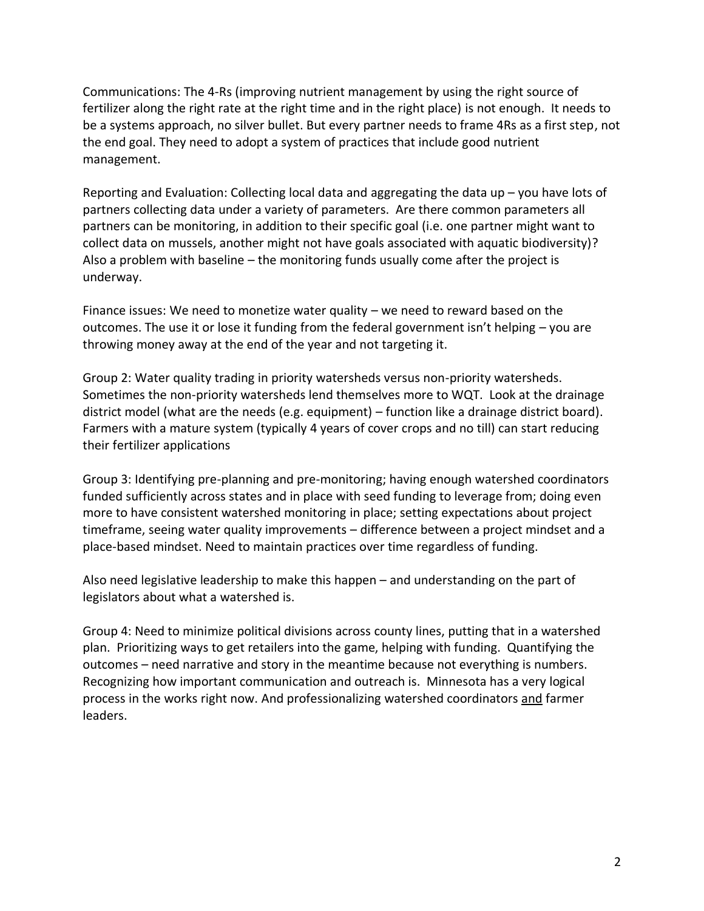Communications: The 4-Rs (improving nutrient management by using the right source of fertilizer along the right rate at the right time and in the right place) is not enough. It needs to be a systems approach, no silver bullet. But every partner needs to frame 4Rs as a first step, not the end goal. They need to adopt a system of practices that include good nutrient management.

Reporting and Evaluation: Collecting local data and aggregating the data up – you have lots of partners collecting data under a variety of parameters. Are there common parameters all partners can be monitoring, in addition to their specific goal (i.e. one partner might want to collect data on mussels, another might not have goals associated with aquatic biodiversity)? Also a problem with baseline – the monitoring funds usually come after the project is underway.

Finance issues: We need to monetize water quality – we need to reward based on the outcomes. The use it or lose it funding from the federal government isn't helping – you are throwing money away at the end of the year and not targeting it.

Group 2: Water quality trading in priority watersheds versus non-priority watersheds. Sometimes the non-priority watersheds lend themselves more to WQT. Look at the drainage district model (what are the needs (e.g. equipment) – function like a drainage district board). Farmers with a mature system (typically 4 years of cover crops and no till) can start reducing their fertilizer applications

Group 3: Identifying pre-planning and pre-monitoring; having enough watershed coordinators funded sufficiently across states and in place with seed funding to leverage from; doing even more to have consistent watershed monitoring in place; setting expectations about project timeframe, seeing water quality improvements – difference between a project mindset and a place-based mindset. Need to maintain practices over time regardless of funding.

Also need legislative leadership to make this happen – and understanding on the part of legislators about what a watershed is.

Group 4: Need to minimize political divisions across county lines, putting that in a watershed plan. Prioritizing ways to get retailers into the game, helping with funding. Quantifying the outcomes – need narrative and story in the meantime because not everything is numbers. Recognizing how important communication and outreach is. Minnesota has a very logical process in the works right now. And professionalizing watershed coordinators <u>and</u> farmer leaders.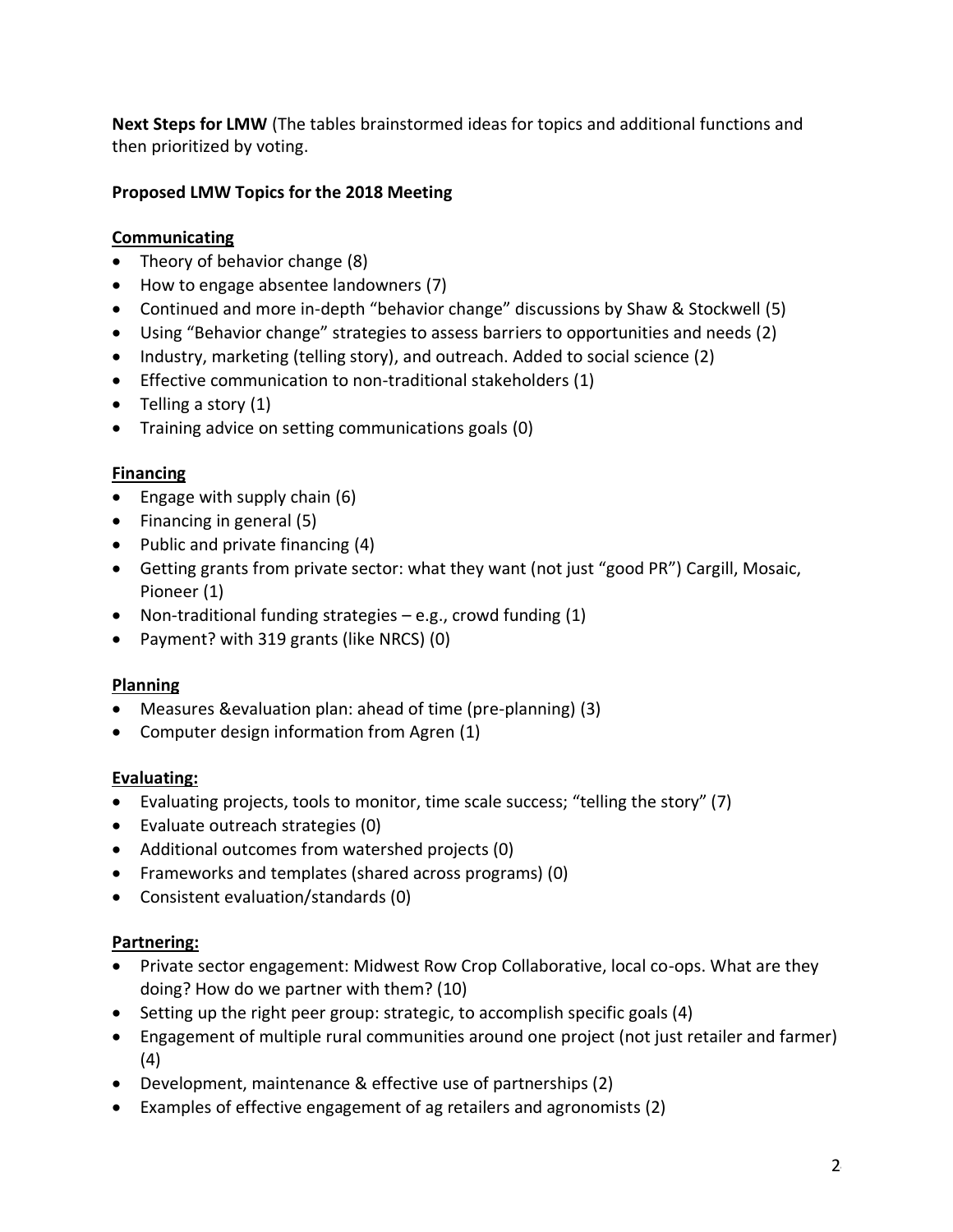**Next Steps for LMW** (The tables brainstormed ideas for topics and additional functions and then prioritized by voting.

**Proposed LMW Topics for the 2018 Meeting**

**Communicating**

- Theory of behavior change (8)
- How to engage absentee landowners (7)
- Continued and more in-depth "behavior change" discussions by Shaw & Stockwell (5)
- Using "Behavior change" strategies to assess barriers to opportunities and needs (2)
- Industry, marketing (telling story), and outreach. Added to social science (2)
- Effective communication to non-traditional stakeholders (1)
- Telling a story (1)
- Training advice on setting communications goals (0)

**Financing**

- Engage with supply chain (6)
- Financing in general (5)
- Public and private financing (4)
- Getting grants from private sector: what they want (not just "good PR") Cargill, Mosaic, Pioneer (1)
- Non-traditional funding strategies – e.g., crowd funding (1)
- Payment? with 319 grants (like NRCS) (0)

**Planning**

- Measures &evaluation plan: ahead of time (pre-planning) (3)
- Computer design information from Agren (1)

**Evaluating:**

- Evaluating projects, tools to monitor, time scale success; "telling the story" (7)
- Evaluate outreach strategies (0)
- Additional outcomes from watershed projects (0)
- Frameworks and templates (shared across programs) (0)
- Consistent evaluation/standards (0)

**Partnering:**

- Private sector engagement: Midwest Row Crop Collaborative, local co-ops. What are they doing? How do we partner with them? (10)
- Setting up the right peer group: strategic, to accomplish specific goals (4)
- Engagement of multiple rural communities around one project (not just retailer and farmer) (4)
- Development, maintenance & effective use of partnerships (2)
- Examples of effective engagement of ag retailers and agronomists (2)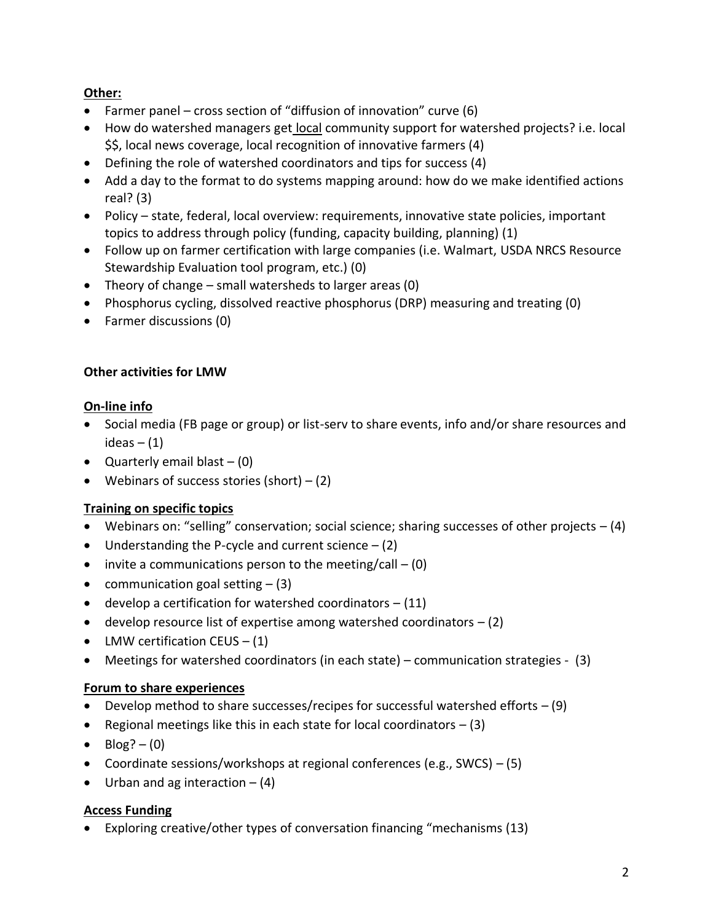**Other:**

- Farmer panel – cross section of "diffusion of innovation" curve (6)
- How do watershed managers get local community support for watershed projects? i.e. local $$, local news coverage, local recognition of innovative farmers (4)
- Defining the role of watershed coordinators and tips for success (4)
- Add a day to the format to do systems mapping around: how do we make identified actions real? (3)
- Policy – state, federal, local overview: requirements, innovative state policies, important topics to address through policy (funding, capacity building, planning) (1)
- Follow up on farmer certification with large companies (i.e. Walmart, USDA NRCS Resource Stewardship Evaluation tool program, etc.) (0)
- Theory of change – small watersheds to larger areas (0)
- Phosphorus cycling, dissolved reactive phosphorus (DRP) measuring and treating (0)
- Farmer discussions (0)

**Other activities for LMW**

**On-line info**

- Social media (FB page or group) or list-serv to share events, info and/or share resources and ideas – (1)
- Quarterly email blast – (0)
- Webinars of success stories (short) – (2)

**Training on specific topics**

- Webinars on: "selling" conservation; social science; sharing successes of other projects – (4)
- Understanding the P-cycle and current science – (2)
- invite a communications person to the meeting/call – (0)
- communication goal setting – (3)
- develop a certification for watershed coordinators – (11)
- develop resource list of expertise among watershed coordinators – (2)
- LMW certification CEUS – (1)
- Meetings for watershed coordinators (in each state) – communication strategies - (3)

**Forum to share experiences**

- Develop method to share successes/recipes for successful watershed efforts – (9)
- Regional meetings like this in each state for local coordinators – (3)
- Blog? – (0)
- Coordinate sessions/workshops at regional conferences (e.g., SWCS) – (5)
- Urban and ag interaction – (4)

**Access Funding**

- Exploring creative/other types of conversation financing "mechanisms (13)